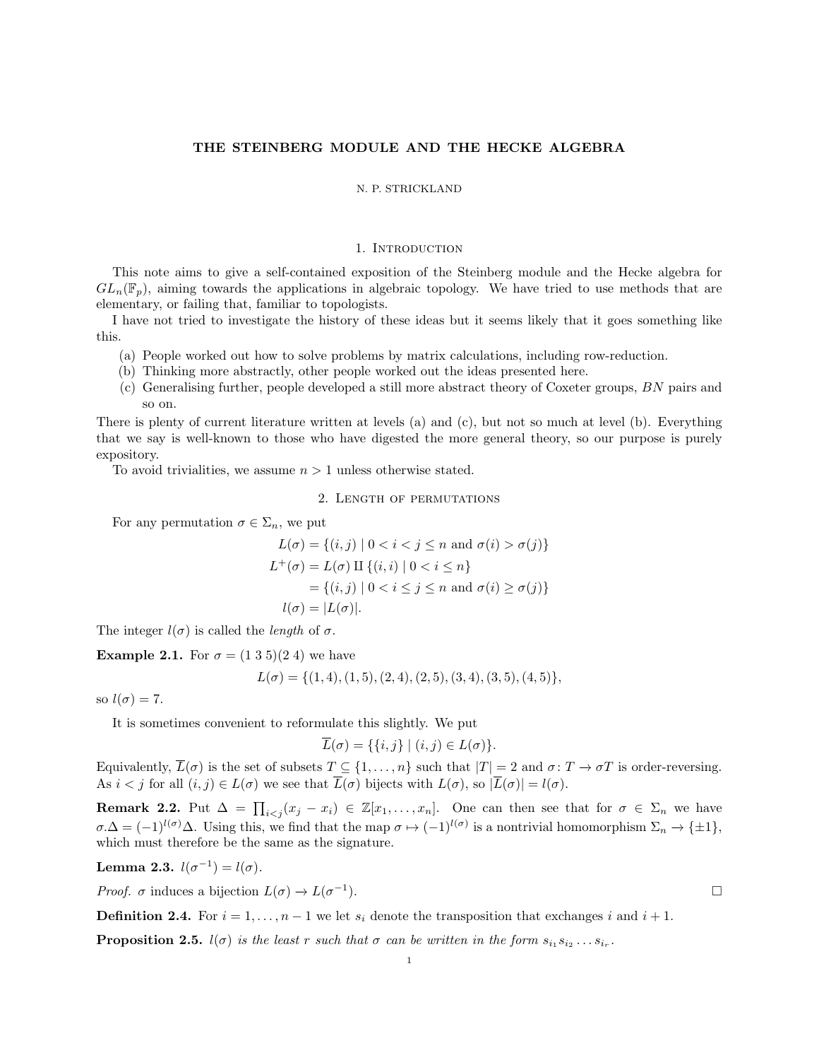# THE STEINBERG MODULE AND THE HECKE ALGEBRA

N. P. STRICKLAND

## 1. Introduction

This note aims to give a self-contained exposition of the Steinberg module and the Hecke algebra for $GL_n(\mathbb{F}_p)$, aiming towards the applications in algebraic topology. We have tried to use methods that are elementary, or failing that, familiar to topologists.

I have not tried to investigate the history of these ideas but it seems likely that it goes something like this.

(a) People worked out how to solve problems by matrix calculations, including row-reduction.
(b) Thinking more abstractly, other people worked out the ideas presented here.
(c) Generalising further, people developed a still more abstract theory of Coxeter groups, $BN$ pairs and so on.

There is plenty of current literature written at levels (a) and (c), but not so much at level (b). Everything that we say is well-known to those who have digested the more general theory, so our purpose is purely expository.

To avoid trivialities, we assume $n > 1$ unless otherwise stated.

## 2. Length of permutations

For any permutation $\sigma \in \Sigma_n$, we put

$$
\begin{aligned}
L(\sigma) &= \{(i,j) \mid 0 < i < j \leq n \text{ and } \sigma(i) > \sigma(j)\} \\
L^+(\sigma) &= L(\sigma) \amalg \{(i,i) \mid 0 < i \leq n\} \\
&= \{(i,j) \mid 0 < i \leq j \leq n \text{ and } \sigma(i) \geq \sigma(j)\} \\
l(\sigma) &= |L(\sigma)|.
\end{aligned}
$$

The integer $l(\sigma)$ is called the *length* of $\sigma$.

**Example 2.1.** For $\sigma = (1\ 3\ 5)(2\ 4)$ we have

$$L(\sigma) = \{(1,4),(1,5),(2,4),(2,5),(3,4),(3,5),(4,5)\},$$

so $l(\sigma) = 7$.

It is sometimes convenient to reformulate this slightly. We put

$$\overline{L}(\sigma) = \{\{i,j\} \mid (i,j) \in L(\sigma)\}.$$

Equivalently, $\overline{L}(\sigma)$ is the set of subsets $T \subseteq \{1,\dots,n\}$ such that $|T| = 2$ and $\sigma\colon T \to \sigma T$ is order-reversing. As $i < j$ for all $(i,j) \in L(\sigma)$ we see that $\overline{L}(\sigma)$ bijects with $L(\sigma)$, so $|\overline{L}(\sigma)| = l(\sigma)$.

**Remark 2.2.** Put $\Delta = \prod_{i<j}(x_j - x_i) \in \mathbb{Z}[x_1,\dots,x_n]$. One can then see that for $\sigma \in \Sigma_n$ we have $\sigma.\Delta = (-1)^{l(\sigma)}\Delta$. Using this, we find that the map $\sigma \mapsto (-1)^{l(\sigma)}$ is a nontrivial homomorphism $\Sigma_n \to \{\pm 1\}$, which must therefore be the same as the signature.

**Lemma 2.3.** $l(\sigma^{-1}) = l(\sigma)$.

*Proof.* $\sigma$ induces a bijection $L(\sigma) \to L(\sigma^{-1})$. $\square$

**Definition 2.4.** For $i = 1,\dots,n-1$ we let $s_i$ denote the transposition that exchanges $i$ and $i+1$.

**Proposition 2.5.** *$l(\sigma)$ is the least $r$ such that $\sigma$ can be written in the form $s_{i_1}s_{i_2}\dots s_{i_r}$.*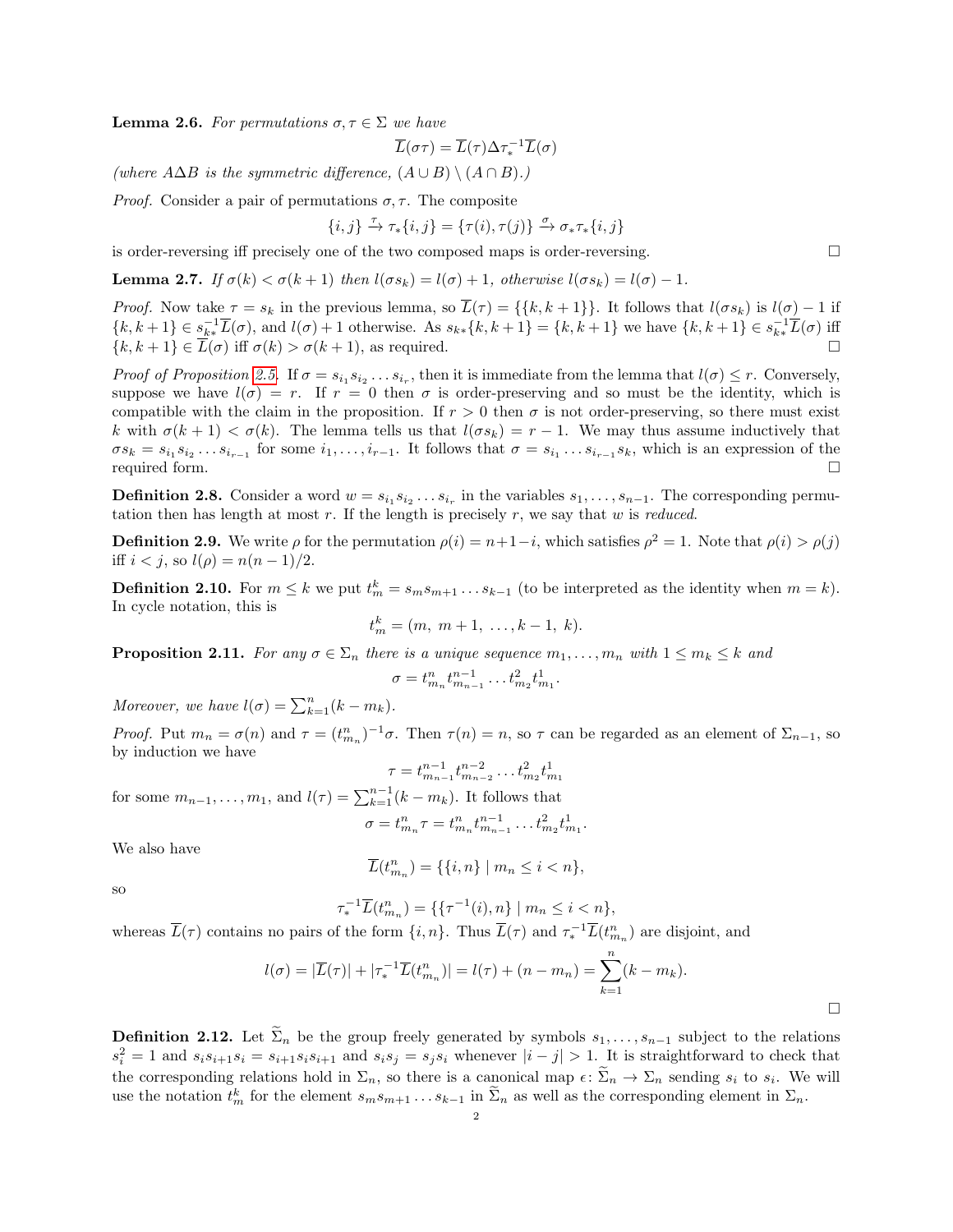**Lemma 2.6.** *For permutations $\sigma, \tau \in \Sigma$ we have*

$$\overline{L}(\sigma\tau) = \overline{L}(\tau)\Delta\tau_*^{-1}\overline{L}(\sigma)$$

*(where $A\Delta B$ is the symmetric difference, $(A \cup B) \setminus (A \cap B)$.)*

*Proof.* Consider a pair of permutations $\sigma, \tau$. The composite

$$\{i,j\} \xrightarrow{\tau} \tau_*\{i,j\} = \{\tau(i), \tau(j)\} \xrightarrow{\sigma} \sigma_*\tau_*\{i,j\}$$

is order-reversing iff precisely one of the two composed maps is order-reversing. □

**Lemma 2.7.** *If $\sigma(k) < \sigma(k+1)$ then $l(\sigma s_k) = l(\sigma) + 1$, otherwise $l(\sigma s_k) = l(\sigma) - 1$.*

*Proof.* Now take $\tau = s_k$ in the previous lemma, so $\overline{L}(\tau) = \{\{k, k+1\}\}$. It follows that $l(\sigma s_k)$ is $l(\sigma) - 1$ if $\{k, k+1\} \in s_{k*}^{-1}\overline{L}(\sigma)$, and $l(\sigma) + 1$ otherwise. As $s_{k*}\{k, k+1\} = \{k, k+1\}$ we have $\{k, k+1\} \in s_{k*}^{-1}\overline{L}(\sigma)$ iff $\{k, k+1\} \in \overline{L}(\sigma)$ iff $\sigma(k) > \sigma(k+1)$, as required. □

*Proof of Proposition 2.5.* If $\sigma = s_{i_1}s_{i_2}\dots s_{i_r}$, then it is immediate from the lemma that $l(\sigma) \leq r$. Conversely, suppose we have $l(\sigma) = r$. If $r = 0$ then $\sigma$ is order-preserving and so must be the identity, which is compatible with the claim in the proposition. If $r > 0$ then $\sigma$ is not order-preserving, so there must exist $k$ with $\sigma(k+1) < \sigma(k)$. The lemma tells us that $l(\sigma s_k) = r - 1$. We may thus assume inductively that $\sigma s_k = s_{i_1}s_{i_2}\dots s_{i_{r-1}}$ for some $i_1, \dots, i_{r-1}$. It follows that $\sigma = s_{i_1}\dots s_{i_{r-1}}s_k$, which is an expression of the required form. □

**Definition 2.8.** Consider a word $w = s_{i_1}s_{i_2}\dots s_{i_r}$ in the variables $s_1, \dots, s_{n-1}$. The corresponding permutation then has length at most $r$. If the length is precisely $r$, we say that $w$ is *reduced*.

**Definition 2.9.** We write $\rho$ for the permutation $\rho(i) = n+1-i$, which satisfies $\rho^2 = 1$. Note that $\rho(i) > \rho(j)$ iff $i < j$, so $l(\rho) = n(n-1)/2$.

**Definition 2.10.** For $m \leq k$ we put $t_m^k = s_m s_{m+1}\dots s_{k-1}$ (to be interpreted as the identity when $m = k$). In cycle notation, this is

$$t_m^k = (m,\ m+1,\ \dots, k-1,\ k).$$

**Proposition 2.11.** *For any $\sigma \in \Sigma_n$ there is a unique sequence $m_1, \dots, m_n$ with $1 \leq m_k \leq k$ and*

$$\sigma = t_{m_n}^n t_{m_{n-1}}^{n-1} \dots t_{m_2}^2 t_{m_1}^1.$$

*Moreover, we have $l(\sigma) = \sum_{k=1}^n (k - m_k)$.*

*Proof.* Put $m_n = \sigma(n)$ and $\tau = (t_{m_n}^n)^{-1}\sigma$. Then $\tau(n) = n$, so $\tau$ can be regarded as an element of $\Sigma_{n-1}$, so by induction we have

$$\tau = t_{m_{n-1}}^{n-1} t_{m_{n-2}}^{n-2} \dots t_{m_2}^2 t_{m_1}^1$$

for some $m_{n-1}, \dots, m_1$, and $l(\tau) = \sum_{k=1}^{n-1}(k - m_k)$. It follows that

$$\sigma = t_{m_n}^n \tau = t_{m_n}^n t_{m_{n-1}}^{n-1} \dots t_{m_2}^2 t_{m_1}^1.$$

We also have

$$\overline{L}(t_{m_n}^n) = \{\{i, n\} \mid m_n \leq i < n\},$$

so

$$\tau_*^{-1}\overline{L}(t_{m_n}^n) = \{\{\tau^{-1}(i), n\} \mid m_n \leq i < n\},$$

whereas $\overline{L}(\tau)$ contains no pairs of the form $\{i, n\}$. Thus $\overline{L}(\tau)$ and $\tau_*^{-1}\overline{L}(t_{m_n}^n)$ are disjoint, and

$$l(\sigma) = |\overline{L}(\tau)| + |\tau_*^{-1}\overline{L}(t_{m_n}^n)| = l(\tau) + (n - m_n) = \sum_{k=1}^n (k - m_k).$$

□

**Definition 2.12.** Let $\widetilde{\Sigma}_n$ be the group freely generated by symbols $s_1, \dots, s_{n-1}$ subject to the relations $s_i^2 = 1$ and $s_i s_{i+1} s_i = s_{i+1} s_i s_{i+1}$ and $s_i s_j = s_j s_i$ whenever $|i - j| > 1$. It is straightforward to check that the corresponding relations hold in $\Sigma_n$, so there is a canonical map $\epsilon\colon \widetilde{\Sigma}_n \to \Sigma_n$ sending $s_i$ to $s_i$. We will use the notation $t_m^k$ for the element $s_m s_{m+1}\dots s_{k-1}$ in $\widetilde{\Sigma}_n$ as well as the corresponding element in $\Sigma_n$.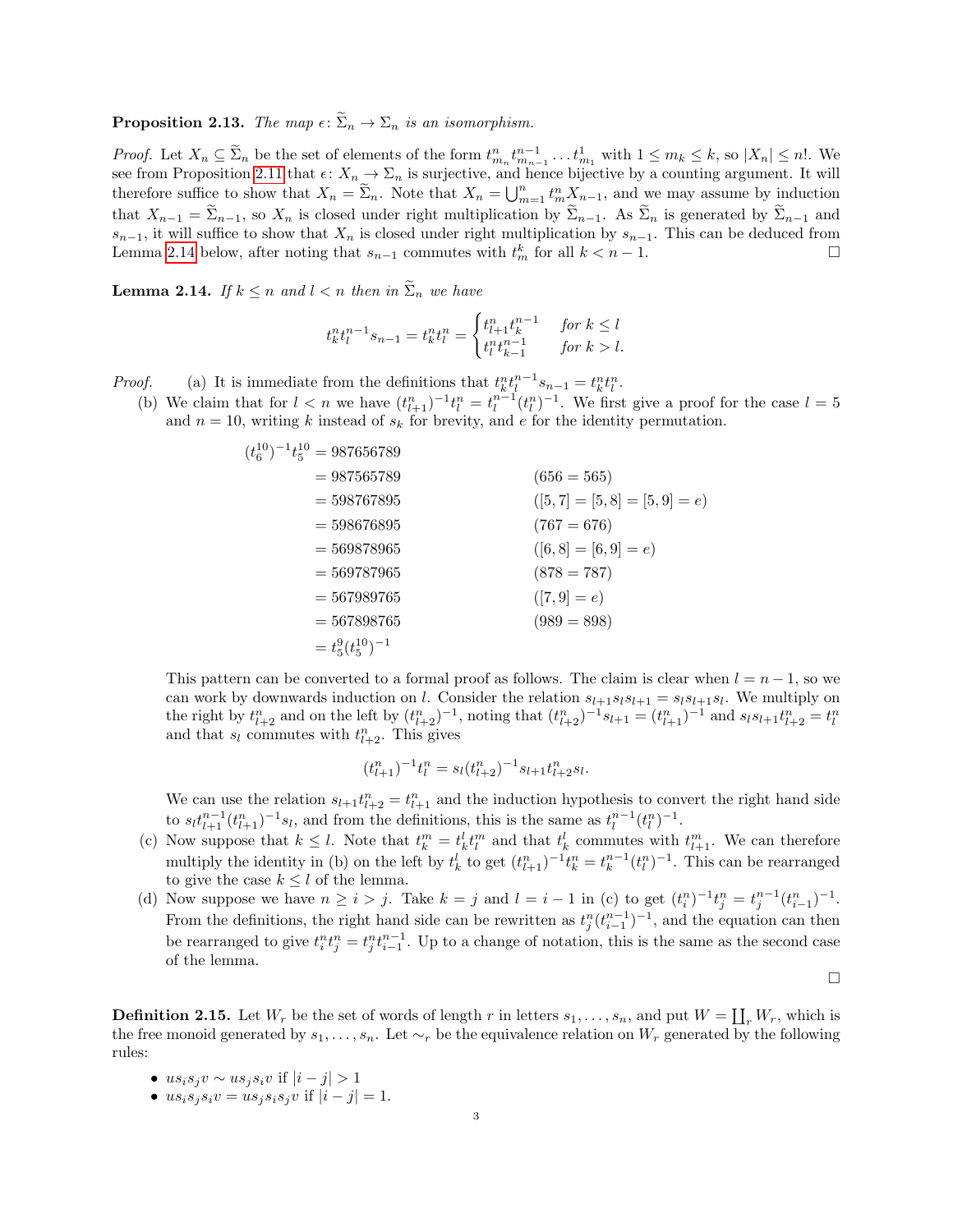**Proposition 2.13.** *The map $\epsilon\colon \widetilde{\Sigma}_n \to \Sigma_n$ is an isomorphism.*

*Proof.* Let $X_n \subseteq \widetilde{\Sigma}_n$ be the set of elements of the form $t^n_{m_n} t^{n-1}_{m_{n-1}} \dots t^1_{m_1}$ with $1 \leq m_k \leq k$, so $|X_n| \leq n!$. We see from Proposition 2.11 that $\epsilon\colon X_n \to \Sigma_n$ is surjective, and hence bijective by a counting argument. It will therefore suffice to show that $X_n = \widetilde{\Sigma}_n$. Note that $X_n = \bigcup_{m=1}^n t^n_m X_{n-1}$, and we may assume by induction that $X_{n-1} = \widetilde{\Sigma}_{n-1}$, so $X_n$ is closed under right multiplication by $\widetilde{\Sigma}_{n-1}$. As $\widetilde{\Sigma}_n$ is generated by $\widetilde{\Sigma}_{n-1}$ and $s_{n-1}$, it will suffice to show that $X_n$ is closed under right multiplication by $s_{n-1}$. This can be deduced from Lemma 2.14 below, after noting that $s_{n-1}$ commutes with $t^k_m$ for all $k < n-1$. □

**Lemma 2.14.** *If $k \leq n$ and $l < n$ then in $\widetilde{\Sigma}_n$ we have*

$$t^n_k t^{n-1}_l s_{n-1} = t^n_k t^n_l = \begin{cases} t^n_{l+1} t^{n-1}_k & \text{for } k \leq l \\ t^n_l t^{n-1}_{k-1} & \text{for } k > l. \end{cases}$$

*Proof.* (a) It is immediate from the definitions that $t^n_k t^{n-1}_l s_{n-1} = t^n_k t^n_l$.

(b) We claim that for $l < n$ we have $(t^n_{l+1})^{-1} t^n_l = t^{n-1}_l (t^n_l)^{-1}$. We first give a proof for the case $l = 5$ and $n = 10$, writing $k$ instead of $s_k$ for brevity, and $e$ for the identity permutation.

$$\begin{aligned}
(t^{10}_6)^{-1} t^{10}_5 &= 987656789 \\
&= 987565789 && (656 = 565) \\
&= 598767895 && ([5,7] = [5,8] = [5,9] = e) \\
&= 598676895 && (767 = 676) \\
&= 569878965 && ([6,8] = [6,9] = e) \\
&= 569787965 && (878 = 787) \\
&= 567989765 && ([7,9] = e) \\
&= 567898765 && (989 = 898) \\
&= t^9_5 (t^{10}_5)^{-1}
\end{aligned}$$

This pattern can be converted to a formal proof as follows. The claim is clear when $l = n-1$, so we can work by downwards induction on $l$. Consider the relation $s_{l+1} s_l s_{l+1} = s_l s_{l+1} s_l$. We multiply on the right by $t^n_{l+2}$ and on the left by $(t^n_{l+2})^{-1}$, noting that $(t^n_{l+2})^{-1} s_{l+1} = (t^n_{l+1})^{-1}$ and $s_l s_{l+1} t^n_{l+2} = t^n_l$ and that $s_l$ commutes with $t^n_{l+2}$. This gives

$$(t^n_{l+1})^{-1} t^n_l = s_l (t^n_{l+2})^{-1} s_{l+1} t^n_{l+2} s_l.$$

We can use the relation $s_{l+1} t^n_{l+2} = t^n_{l+1}$ and the induction hypothesis to convert the right hand side to $s_l t^{n-1}_{l+1} (t^n_{l+1})^{-1} s_l$, and from the definitions, this is the same as $t^{n-1}_l (t^n_l)^{-1}$.

(c) Now suppose that $k \leq l$. Note that $t^m_k = t^l_k t^m_l$ and that $t^l_k$ commutes with $t^m_{l+1}$. We can therefore multiply the identity in (b) on the left by $t^l_k$ to get $(t^n_{l+1})^{-1} t^n_k = t^{n-1}_k (t^n_l)^{-1}$. This can be rearranged to give the case $k \leq l$ of the lemma.

(d) Now suppose we have $n \geq i > j$. Take $k = j$ and $l = i-1$ in (c) to get $(t^n_i)^{-1} t^n_j = t^{n-1}_j (t^n_{i-1})^{-1}$. From the definitions, the right hand side can be rewritten as $t^n_j (t^{n-1}_{i-1})^{-1}$, and the equation can then be rearranged to give $t^n_i t^n_j = t^n_j t^{n-1}_{i-1}$. Up to a change of notation, this is the same as the second case of the lemma.

□

**Definition 2.15.** Let $W_r$ be the set of words of length $r$ in letters $s_1, \dots, s_n$, and put $W = \coprod_r W_r$, which is the free monoid generated by $s_1, \dots, s_n$. Let $\sim_r$ be the equivalence relation on $W_r$ generated by the following rules:

- $u s_i s_j v \sim u s_j s_i v$ if $|i - j| > 1$
- $u s_i s_j s_i v = u s_j s_i s_j v$ if $|i - j| = 1$.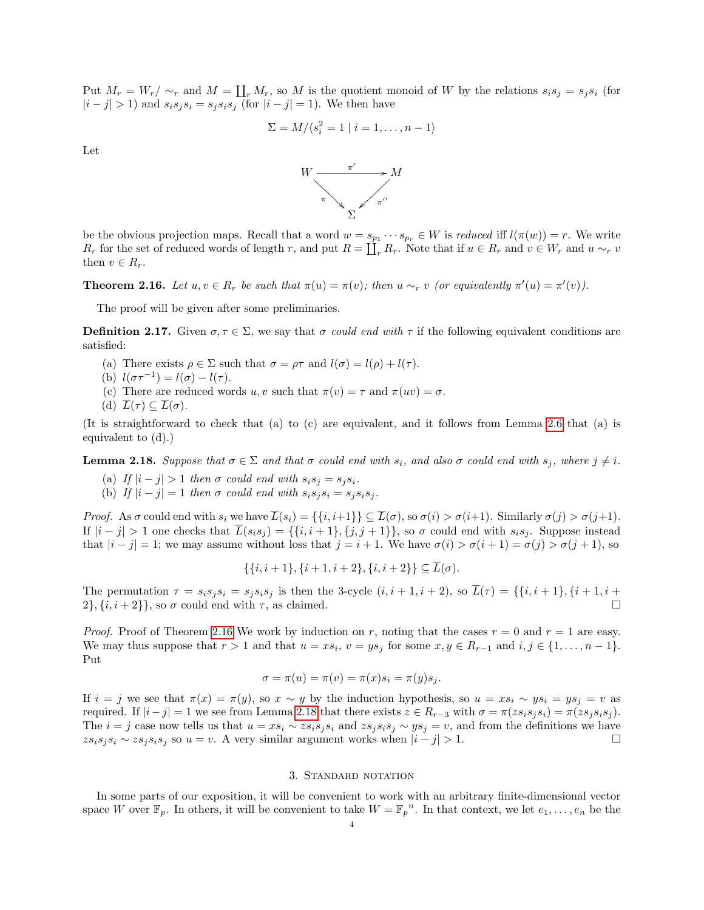Put $M_r = W_r/\sim_r$ and $M = \coprod_r M_r$, so $M$ is the quotient monoid of $W$ by the relations $s_i s_j = s_j s_i$ (for $|i-j| > 1$) and $s_i s_j s_i = s_j s_i s_j$ (for $|i-j| = 1$). We then have

$$\Sigma = M/\langle s_i^2 = 1 \mid i = 1, \dots, n-1 \rangle$$

Let

$$\begin{array}{ccc} W & \xrightarrow{\pi'} & M \\ & \underset{\pi}{\searrow} \quad \underset{\pi''}{\swarrow} & \\ & \Sigma & \end{array}$$

be the obvious projection maps. Recall that a word $w = s_{p_1} \cdots s_{p_r} \in W$ is *reduced* iff $l(\pi(w)) = r$. We write $R_r$ for the set of reduced words of length $r$, and put $R = \coprod_r R_r$. Note that if $u \in R_r$ and $v \in W_r$ and $u \sim_r v$ then $v \in R_r$.

**Theorem 2.16.** *Let $u, v \in R_r$ be such that $\pi(u) = \pi(v)$; then $u \sim_r v$ (or equivalently $\pi'(u) = \pi'(v)$).*

The proof will be given after some preliminaries.

**Definition 2.17.** Given $\sigma, \tau \in \Sigma$, we say that $\sigma$ *could end with* $\tau$ if the following equivalent conditions are satisfied:

(a) There exists $\rho \in \Sigma$ such that $\sigma = \rho\tau$ and $l(\sigma) = l(\rho) + l(\tau)$.
(b) $l(\sigma\tau^{-1}) = l(\sigma) - l(\tau)$.
(c) There are reduced words $u, v$ such that $\pi(v) = \tau$ and $\pi(uv) = \sigma$.
(d) $\overline{L}(\tau) \subseteq \overline{L}(\sigma)$.

(It is straightforward to check that (a) to (c) are equivalent, and it follows from Lemma 2.6 that (a) is equivalent to (d).)

**Lemma 2.18.** *Suppose that $\sigma \in \Sigma$ and that $\sigma$ could end with $s_i$, and also $\sigma$ could end with $s_j$, where $j \neq i$.*

(a) *If $|i-j| > 1$ then $\sigma$ could end with $s_i s_j = s_j s_i$.*
(b) *If $|i-j| = 1$ then $\sigma$ could end with $s_i s_j s_i = s_j s_i s_j$.*

*Proof.* As $\sigma$ could end with $s_i$ we have $\overline{L}(s_i) = \{\{i, i+1\}\} \subseteq \overline{L}(\sigma)$, so $\sigma(i) > \sigma(i+1)$. Similarly $\sigma(j) > \sigma(j+1)$. If $|i-j| > 1$ one checks that $\overline{L}(s_i s_j) = \{\{i, i+1\}, \{j, j+1\}\}$, so $\sigma$ could end with $s_i s_j$. Suppose instead that $|i-j| = 1$; we may assume without loss that $j = i+1$. We have $\sigma(i) > \sigma(i+1) = \sigma(j) > \sigma(j+1)$, so

$$\{\{i, i+1\}, \{i+1, i+2\}, \{i, i+2\}\} \subseteq \overline{L}(\sigma).$$

The permutation $\tau = s_i s_j s_i = s_j s_i s_j$ is then the 3-cycle $(i, i+1, i+2)$, so $\overline{L}(\tau) = \{\{i, i+1\}, \{i+1, i+2\}, \{i, i+2\}\}$, so $\sigma$ could end with $\tau$, as claimed. $\square$

*Proof.* Proof of Theorem 2.16 We work by induction on $r$, noting that the cases $r = 0$ and $r = 1$ are easy. We may thus suppose that $r > 1$ and that $u = x s_i$, $v = y s_j$ for some $x, y \in R_{r-1}$ and $i, j \in \{1, \dots, n-1\}$. Put

$$\sigma = \pi(u) = \pi(v) = \pi(x) s_i = \pi(y) s_j.$$

If $i = j$ we see that $\pi(x) = \pi(y)$, so $x \sim y$ by the induction hypothesis, so $u = x s_i \sim y s_i = y s_j = v$ as required. If $|i-j| = 1$ we see from Lemma 2.18 that there exists $z \in R_{r-3}$ with $\sigma = \pi(z s_i s_j s_i) = \pi(z s_j s_i s_j)$. The $i = j$ case now tells us that $u = x s_i \sim z s_i s_j s_i$ and $z s_j s_i s_j \sim y s_j = v$, and from the definitions we have $z s_i s_j s_i \sim z s_j s_i s_j$ so $u = v$. A very similar argument works when $|i-j| > 1$. $\square$

## 3. Standard notation

In some parts of our exposition, it will be convenient to work with an arbitrary finite-dimensional vector space $W$ over $\mathbb{F}_p$. In others, it will be convenient to take $W = \mathbb{F}_p{}^n$. In that context, we let $e_1, \dots, e_n$ be the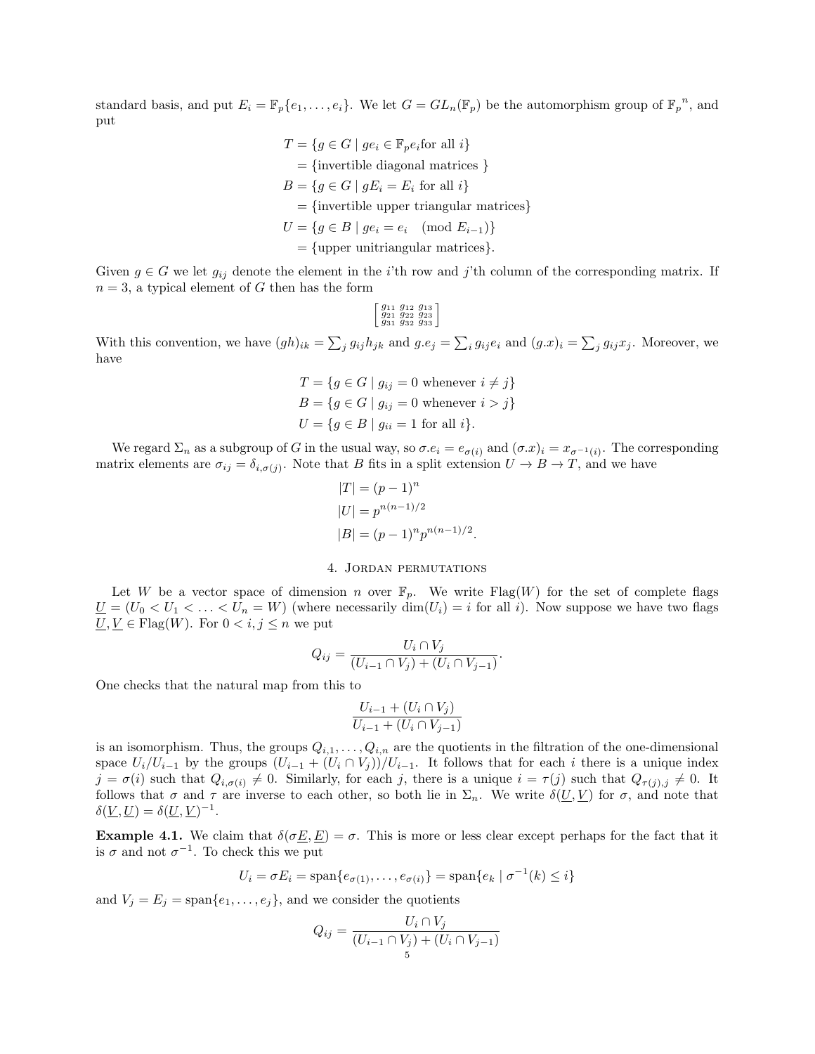standard basis, and put $E_i = \mathbb{F}_p\{e_1, \dots, e_i\}$. We let $G = GL_n(\mathbb{F}_p)$ be the automorphism group of ${\mathbb{F}_p}^n$, and put

$$
\begin{aligned}
T &= \{g \in G \mid ge_i \in \mathbb{F}_p e_i \text{for all } i\} \\
&= \{\text{invertible diagonal matrices }\} \\
B &= \{g \in G \mid gE_i = E_i \text{ for all } i\} \\
&= \{\text{invertible upper triangular matrices}\} \\
U &= \{g \in B \mid ge_i = e_i \pmod{E_{i-1}}\} \\
&= \{\text{upper unitriangular matrices}\}.
\end{aligned}
$$

Given $g \in G$ we let $g_{ij}$ denote the element in the $i$'th row and $j$'th column of the corresponding matrix. If $n = 3$, a typical element of $G$ then has the form

$$
\begin{bmatrix} g_{11} & g_{12} & g_{13} \\ g_{21} & g_{22} & g_{23} \\ g_{31} & g_{32} & g_{33} \end{bmatrix}
$$

With this convention, we have $(gh)_{ik} = \sum_j g_{ij} h_{jk}$ and $g.e_j = \sum_i g_{ij} e_i$ and $(g.x)_i = \sum_j g_{ij} x_j$. Moreover, we have

$$
\begin{aligned}
T &= \{g \in G \mid g_{ij} = 0 \text{ whenever } i \neq j\} \\
B &= \{g \in G \mid g_{ij} = 0 \text{ whenever } i > j\} \\
U &= \{g \in B \mid g_{ii} = 1 \text{ for all } i\}.
\end{aligned}
$$

We regard $\Sigma_n$ as a subgroup of $G$ in the usual way, so $\sigma.e_i = e_{\sigma(i)}$ and $(\sigma.x)_i = x_{\sigma^{-1}(i)}$. The corresponding matrix elements are $\sigma_{ij} = \delta_{i,\sigma(j)}$. Note that $B$ fits in a split extension $U \to B \to T$, and we have

$$
\begin{aligned}
|T| &= (p-1)^n \\
|U| &= p^{n(n-1)/2} \\
|B| &= (p-1)^n p^{n(n-1)/2}.
\end{aligned}
$$

## 4. Jordan permutations

Let $W$ be a vector space of dimension $n$ over $\mathbb{F}_p$. We write $\text{Flag}(W)$ for the set of complete flags $\underline{U} = (U_0 < U_1 < \dots < U_n = W)$ (where necessarily $\dim(U_i) = i$ for all $i$). Now suppose we have two flags $\underline{U}, \underline{V} \in \text{Flag}(W)$. For $0 < i, j \leq n$ we put

$$
Q_{ij} = \frac{U_i \cap V_j}{(U_{i-1} \cap V_j) + (U_i \cap V_{j-1})}.
$$

One checks that the natural map from this to

$$
\frac{U_{i-1} + (U_i \cap V_j)}{U_{i-1} + (U_i \cap V_{j-1})}
$$

is an isomorphism. Thus, the groups $Q_{i,1}, \dots, Q_{i,n}$ are the quotients in the filtration of the one-dimensional space $U_i/U_{i-1}$ by the groups $(U_{i-1} + (U_i \cap V_j))/U_{i-1}$. It follows that for each $i$ there is a unique index $j = \sigma(i)$ such that $Q_{i,\sigma(i)} \neq 0$. Similarly, for each $j$, there is a unique $i = \tau(j)$ such that $Q_{\tau(j),j} \neq 0$. It follows that $\sigma$ and $\tau$ are inverse to each other, so both lie in $\Sigma_n$. We write $\delta(\underline{U}, \underline{V})$ for $\sigma$, and note that $\delta(\underline{V}, \underline{U}) = \delta(\underline{U}, \underline{V})^{-1}$.

**Example 4.1.** We claim that $\delta(\sigma\underline{E}, \underline{E}) = \sigma$. This is more or less clear except perhaps for the fact that it is $\sigma$ and not $\sigma^{-1}$. To check this we put

$$
U_i = \sigma E_i = \text{span}\{e_{\sigma(1)}, \dots, e_{\sigma(i)}\} = \text{span}\{e_k \mid \sigma^{-1}(k) \leq i\}
$$

and $V_j = E_j = \text{span}\{e_1, \dots, e_j\}$, and we consider the quotients

$$
Q_{ij} = \frac{U_i \cap V_j}{(U_{i-1} \cap V_j) + (U_i \cap V_{j-1})}
$$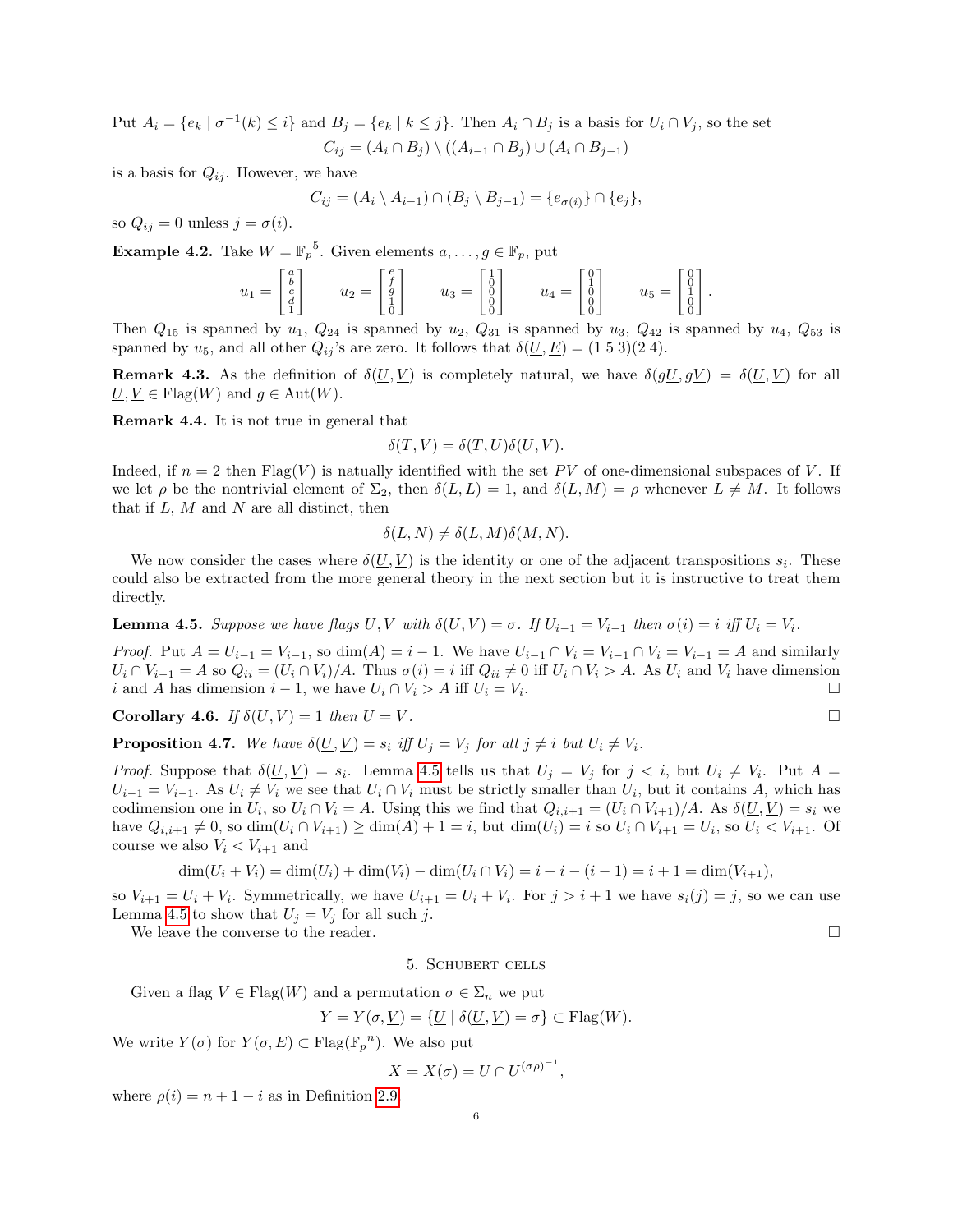Put $A_i = \{e_k \mid \sigma^{-1}(k) \leq i\}$ and $B_j = \{e_k \mid k \leq j\}$. Then $A_i \cap B_j$ is a basis for $U_i \cap V_j$, so the set

$$C_{ij} = (A_i \cap B_j) \setminus ((A_{i-1} \cap B_j) \cup (A_i \cap B_{j-1})$$

is a basis for $Q_{ij}$. However, we have

$$C_{ij} = (A_i \setminus A_{i-1}) \cap (B_j \setminus B_{j-1}) = \{e_{\sigma(i)}\} \cap \{e_j\},$$

so $Q_{ij} = 0$ unless $j = \sigma(i)$.

**Example 4.2.** Take $W = \mathbb{F}_p{}^5$. Given elements $a, \ldots, g \in \mathbb{F}_p$, put

$$u_1 = \begin{bmatrix} a \\ b \\ c \\ d \\ 1 \end{bmatrix} \qquad u_2 = \begin{bmatrix} e \\ f \\ g \\ 1 \\ 0 \end{bmatrix} \qquad u_3 = \begin{bmatrix} 1 \\ 0 \\ 0 \\ 0 \\ 0 \end{bmatrix} \qquad u_4 = \begin{bmatrix} 0 \\ 1 \\ 0 \\ 0 \\ 0 \end{bmatrix} \qquad u_5 = \begin{bmatrix} 0 \\ 0 \\ 1 \\ 0 \\ 0 \end{bmatrix}.$$

Then $Q_{15}$ is spanned by $u_1$, $Q_{24}$ is spanned by $u_2$, $Q_{31}$ is spanned by $u_3$, $Q_{42}$ is spanned by $u_4$, $Q_{53}$ is spanned by $u_5$, and all other $Q_{ij}$'s are zero. It follows that $\delta(\underline{U}, \underline{E}) = (1\ 5\ 3)(2\ 4)$.

**Remark 4.3.** As the definition of $\delta(\underline{U}, \underline{V})$ is completely natural, we have $\delta(g\underline{U}, g\underline{V}) = \delta(\underline{U}, \underline{V})$ for all $\underline{U}, \underline{V} \in \mathrm{Flag}(W)$ and $g \in \mathrm{Aut}(W)$.

**Remark 4.4.** It is not true in general that

$$\delta(\underline{T}, \underline{V}) = \delta(\underline{T}, \underline{U})\delta(\underline{U}, \underline{V}).$$

Indeed, if $n = 2$ then $\mathrm{Flag}(V)$ is natually identified with the set $PV$ of one-dimensional subspaces of $V$. If we let $\rho$ be the nontrivial element of $\Sigma_2$, then $\delta(L, L) = 1$, and $\delta(L, M) = \rho$ whenever $L \neq M$. It follows that if $L$, $M$ and $N$ are all distinct, then

$$\delta(L, N) \neq \delta(L, M)\delta(M, N).$$

We now consider the cases where $\delta(\underline{U}, \underline{V})$ is the identity or one of the adjacent transpositions $s_i$. These could also be extracted from the more general theory in the next section but it is instructive to treat them directly.

**Lemma 4.5.** *Suppose we have flags $\underline{U}, \underline{V}$ with $\delta(\underline{U}, \underline{V}) = \sigma$. If $U_{i-1} = V_{i-1}$ then $\sigma(i) = i$ iff $U_i = V_i$.*

*Proof.* Put $A = U_{i-1} = V_{i-1}$, so $\dim(A) = i - 1$. We have $U_{i-1} \cap V_i = V_{i-1} \cap V_i = V_{i-1} = A$ and similarly $U_i \cap V_{i-1} = A$ so $Q_{ii} = (U_i \cap V_i)/A$. Thus $\sigma(i) = i$ iff $Q_{ii} \neq 0$ iff $U_i \cap V_i > A$. As $U_i$ and $V_i$ have dimension $i$ and $A$ has dimension $i - 1$, we have $U_i \cap V_i > A$ iff $U_i = V_i$. □

**Corollary 4.6.** *If $\delta(\underline{U}, \underline{V}) = 1$ then $\underline{U} = \underline{V}$.* □

**Proposition 4.7.** *We have $\delta(\underline{U}, \underline{V}) = s_i$ iff $U_j = V_j$ for all $j \neq i$ but $U_i \neq V_i$.*

*Proof.* Suppose that $\delta(\underline{U}, \underline{V}) = s_i$. Lemma 4.5 tells us that $U_j = V_j$ for $j < i$, but $U_i \neq V_i$. Put $A = U_{i-1} = V_{i-1}$. As $U_i \neq V_i$ we see that $U_i \cap V_i$ must be strictly smaller than $U_i$, but it contains $A$, which has codimension one in $U_i$, so $U_i \cap V_i = A$. Using this we find that $Q_{i,i+1} = (U_i \cap V_{i+1})/A$. As $\delta(\underline{U}, \underline{V}) = s_i$ we have $Q_{i,i+1} \neq 0$, so $\dim(U_i \cap V_{i+1}) \geq \dim(A) + 1 = i$, but $\dim(U_i) = i$ so $U_i \cap V_{i+1} = U_i$, so $U_i < V_{i+1}$. Of course we also $V_i < V_{i+1}$ and

$$\dim(U_i + V_i) = \dim(U_i) + \dim(V_i) - \dim(U_i \cap V_i) = i + i - (i - 1) = i + 1 = \dim(V_{i+1}),$$

so $V_{i+1} = U_i + V_i$. Symmetrically, we have $U_{i+1} = U_i + V_i$. For $j > i + 1$ we have $s_i(j) = j$, so we can use Lemma 4.5 to show that $U_j = V_j$ for all such $j$.

We leave the converse to the reader. □

## 5. Schubert cells

Given a flag $\underline{V} \in \mathrm{Flag}(W)$ and a permutation $\sigma \in \Sigma_n$ we put

$$Y = Y(\sigma, \underline{V}) = \{\underline{U} \mid \delta(\underline{U}, \underline{V}) = \sigma\} \subset \mathrm{Flag}(W).$$

We write $Y(\sigma)$ for $Y(\sigma, \underline{E}) \subset \mathrm{Flag}(\mathbb{F}_p{}^n)$. We also put

$$X = X(\sigma) = U \cap U^{(\sigma\rho)^{-1}},$$

where $\rho(i) = n + 1 - i$ as in Definition 2.9.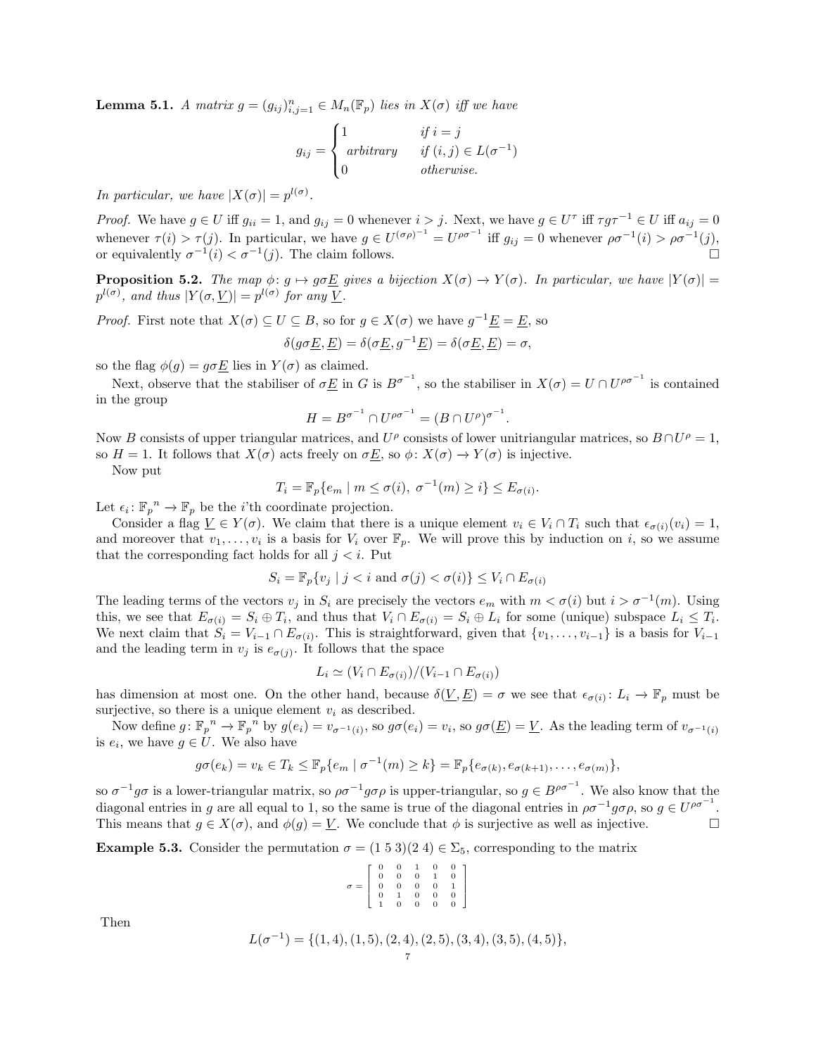**Lemma 5.1.** *A matrix $g = (g_{ij})_{i,j=1}^n \in M_n(\mathbb{F}_p)$ lies in $X(\sigma)$ iff we have*

$$g_{ij} = \begin{cases} 1 & \text{if } i = j \\ \text{arbitrary} & \text{if } (i,j) \in L(\sigma^{-1}) \\ 0 & \text{otherwise.} \end{cases}$$

*In particular, we have $|X(\sigma)| = p^{l(\sigma)}$.*

*Proof.* We have $g \in U$ iff $g_{ii} = 1$, and $g_{ij} = 0$ whenever $i > j$. Next, we have $g \in U^\tau$ iff $\tau g \tau^{-1} \in U$ iff $a_{ij} = 0$ whenever $\tau(i) > \tau(j)$. In particular, we have $g \in U^{(\sigma\rho)^{-1}} = U^{\rho\sigma^{-1}}$ iff $g_{ij} = 0$ whenever $\rho\sigma^{-1}(i) > \rho\sigma^{-1}(j)$, or equivalently $\sigma^{-1}(i) < \sigma^{-1}(j)$. The claim follows. $\square$

**Proposition 5.2.** *The map $\phi\colon g \mapsto g\sigma\underline{E}$ gives a bijection $X(\sigma) \to Y(\sigma)$. In particular, we have $|Y(\sigma)| = p^{l(\sigma)}$, and thus $|Y(\sigma, \underline{V})| = p^{l(\sigma)}$ for any $\underline{V}$.*

*Proof.* First note that $X(\sigma) \subseteq U \subseteq B$, so for $g \in X(\sigma)$ we have $g^{-1}\underline{E} = \underline{E}$, so

$$\delta(g\sigma\underline{E}, \underline{E}) = \delta(\sigma\underline{E}, g^{-1}\underline{E}) = \delta(\sigma\underline{E}, \underline{E}) = \sigma,$$

so the flag $\phi(g) = g\sigma\underline{E}$ lies in $Y(\sigma)$ as claimed.

Next, observe that the stabiliser of $\sigma\underline{E}$ in $G$ is $B^{\sigma^{-1}}$, so the stabiliser in $X(\sigma) = U \cap U^{\rho\sigma^{-1}}$ is contained in the group

$$H = B^{\sigma^{-1}} \cap U^{\rho\sigma^{-1}} = (B \cap U^\rho)^{\sigma^{-1}}.$$

Now $B$ consists of upper triangular matrices, and $U^\rho$ consists of lower unitriangular matrices, so $B \cap U^\rho = 1$, so $H = 1$. It follows that $X(\sigma)$ acts freely on $\sigma\underline{E}$, so $\phi\colon X(\sigma) \to Y(\sigma)$ is injective.

Now put

$$T_i = \mathbb{F}_p\{e_m \mid m \leq \sigma(i),\ \sigma^{-1}(m) \geq i\} \leq E_{\sigma(i)}.$$

Let $\epsilon_i\colon \mathbb{F}_p{}^n \to \mathbb{F}_p$ be the $i$'th coordinate projection.

Consider a flag $\underline{V} \in Y(\sigma)$. We claim that there is a unique element $v_i \in V_i \cap T_i$ such that $\epsilon_{\sigma(i)}(v_i) = 1$, and moreover that $v_1, \ldots, v_i$ is a basis for $V_i$ over $\mathbb{F}_p$. We will prove this by induction on $i$, so we assume that the corresponding fact holds for all $j < i$. Put

$$S_i = \mathbb{F}_p\{v_j \mid j < i \text{ and } \sigma(j) < \sigma(i)\} \leq V_i \cap E_{\sigma(i)}$$

The leading terms of the vectors $v_j$ in $S_i$ are precisely the vectors $e_m$ with $m < \sigma(i)$ but $i > \sigma^{-1}(m)$. Using this, we see that $E_{\sigma(i)} = S_i \oplus T_i$, and thus that $V_i \cap E_{\sigma(i)} = S_i \oplus L_i$ for some (unique) subspace $L_i \leq T_i$. We next claim that $S_i = V_{i-1} \cap E_{\sigma(i)}$. This is straightforward, given that $\{v_1, \ldots, v_{i-1}\}$ is a basis for $V_{i-1}$ and the leading term in $v_j$ is $e_{\sigma(j)}$. It follows that the space

$$L_i \simeq (V_i \cap E_{\sigma(i)})/(V_{i-1} \cap E_{\sigma(i)})$$

has dimension at most one. On the other hand, because $\delta(\underline{V}, \underline{E}) = \sigma$ we see that $\epsilon_{\sigma(i)}\colon L_i \to \mathbb{F}_p$ must be surjective, so there is a unique element $v_i$ as described.

Now define $g\colon \mathbb{F}_p{}^n \to \mathbb{F}_p{}^n$ by $g(e_i) = v_{\sigma^{-1}(i)}$, so $g\sigma(e_i) = v_i$, so $g\sigma(\underline{E}) = \underline{V}$. As the leading term of $v_{\sigma^{-1}(i)}$ is $e_i$, we have $g \in U$. We also have

$$g\sigma(e_k) = v_k \in T_k \leq \mathbb{F}_p\{e_m \mid \sigma^{-1}(m) \geq k\} = \mathbb{F}_p\{e_{\sigma(k)}, e_{\sigma(k+1)}, \ldots, e_{\sigma(m)}\},$$

so $\sigma^{-1}g\sigma$ is a lower-triangular matrix, so $\rho\sigma^{-1}g\sigma\rho$ is upper-triangular, so $g \in B^{\rho\sigma^{-1}}$. We also know that the diagonal entries in $g$ are all equal to 1, so the same is true of the diagonal entries in $\rho\sigma^{-1}g\sigma\rho$, so $g \in U^{\rho\sigma^{-1}}$. This means that $g \in X(\sigma)$, and $\phi(g) = \underline{V}$. We conclude that $\phi$ is surjective as well as injective. $\square$

**Example 5.3.** Consider the permutation $\sigma = (1\ 5\ 3)(2\ 4) \in \Sigma_5$, corresponding to the matrix

$$\sigma = \begin{bmatrix} 0 & 0 & 1 & 0 & 0 \\ 0 & 0 & 0 & 1 & 0 \\ 0 & 0 & 0 & 0 & 1 \\ 0 & 1 & 0 & 0 & 0 \\ 1 & 0 & 0 & 0 & 0 \end{bmatrix}$$

Then

$$L(\sigma^{-1}) = \{(1,4), (1,5), (2,4), (2,5), (3,4), (3,5), (4,5)\},$$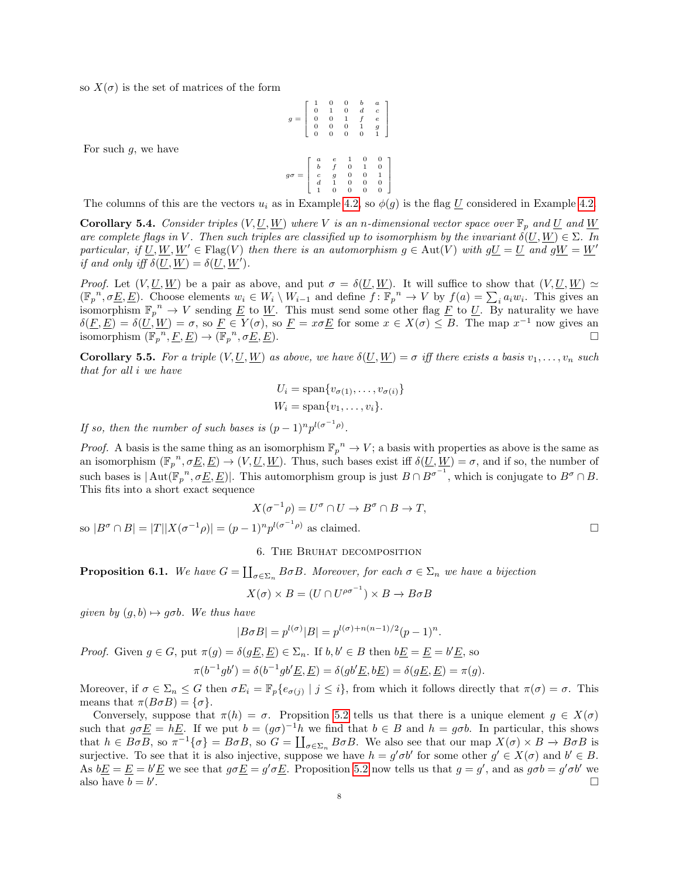so $X(\sigma)$ is the set of matrices of the form

$$g = \left[\begin{array}{ccccc} 1 & 0 & 0 & b & a \\ 0 & 1 & 0 & d & c \\ 0 & 0 & 1 & f & e \\ 0 & 0 & 0 & 1 & g \\ 0 & 0 & 0 & 0 & 1 \end{array}\right]$$

For such $g$, we have

$$g\sigma = \left[\begin{array}{ccccc} a & e & 1 & 0 & 0 \\ b & f & 0 & 1 & 0 \\ c & g & 0 & 0 & 1 \\ d & 1 & 0 & 0 & 0 \\ 1 & 0 & 0 & 0 & 0 \end{array}\right]$$

The columns of this are the vectors $u_i$ as in Example 4.2, so $\phi(g)$ is the flag $\underline{U}$ considered in Example 4.2.

**Corollary 5.4.** *Consider triples $(V, \underline{U}, \underline{W})$ where $V$ is an $n$-dimensional vector space over $\mathbb{F}_p$ and $\underline{U}$ and $\underline{W}$ are complete flags in $V$. Then such triples are classified up to isomorphism by the invariant $\delta(\underline{U}, \underline{W}) \in \Sigma$. In particular, if $\underline{U}, \underline{W}, \underline{W}' \in \mathrm{Flag}(V)$ then there is an automorphism $g \in \mathrm{Aut}(V)$ with $g\underline{U} = \underline{U}$ and $g\underline{W} = \underline{W}'$ if and only iff $\delta(\underline{U}, \underline{W}) = \delta(\underline{U}, \underline{W}')$.*

*Proof.* Let $(V, \underline{U}, \underline{W})$ be a pair as above, and put $\sigma = \delta(\underline{U}, \underline{W})$. It will suffice to show that $(V, \underline{U}, \underline{W}) \simeq ({\mathbb{F}_p}^n, \sigma\underline{E}, \underline{E})$. Choose elements $w_i \in W_i \setminus W_{i-1}$ and define $f \colon {\mathbb{F}_p}^n \to V$ by $f(a) = \sum_i a_i w_i$. This gives an isomorphism ${\mathbb{F}_p}^n \to V$ sending $\underline{E}$ to $\underline{W}$. This must send some other flag $\underline{F}$ to $\underline{U}$. By naturality we have $\delta(\underline{F}, \underline{E}) = \delta(\underline{U}, \underline{W}) = \sigma$, so $\underline{F} \in Y(\sigma)$, so $\underline{F} = x\sigma\underline{E}$ for some $x \in X(\sigma) \leq B$. The map $x^{-1}$ now gives an isomorphism $({\mathbb{F}_p}^n, \underline{F}, \underline{E}) \to ({\mathbb{F}_p}^n, \sigma\underline{E}, \underline{E})$. $\square$

**Corollary 5.5.** *For a triple $(V, \underline{U}, \underline{W})$ as above, we have $\delta(\underline{U}, \underline{W}) = \sigma$ iff there exists a basis $v_1, \ldots, v_n$ such that for all $i$ we have*

$$U_i = \mathrm{span}\{v_{\sigma(1)}, \ldots, v_{\sigma(i)}\}$$
$$W_i = \mathrm{span}\{v_1, \ldots, v_i\}.$$

*If so, then the number of such bases is $(p-1)^n p^{l(\sigma^{-1}\rho)}$.*

*Proof.* A basis is the same thing as an isomorphism ${\mathbb{F}_p}^n \to V$; a basis with properties as above is the same as an isomorphism $({\mathbb{F}_p}^n, \sigma\underline{E}, \underline{E}) \to (V, \underline{U}, \underline{W})$. Thus, such bases exist iff $\delta(\underline{U}, \underline{W}) = \sigma$, and if so, the number of such bases is $|\mathrm{Aut}({\mathbb{F}_p}^n, \sigma\underline{E}, \underline{E})|$. This automorphism group is just $B \cap B^{\sigma^{-1}}$, which is conjugate to $B^\sigma \cap B$. This fits into a short exact sequence

$$X(\sigma^{-1}\rho) = U^\sigma \cap U \to B^\sigma \cap B \to T,$$

so $|B^\sigma \cap B| = |T||X(\sigma^{-1}\rho)| = (p-1)^n p^{l(\sigma^{-1}\rho)}$ as claimed. $\square$

## 6. The Bruhat decomposition

**Proposition 6.1.** *We have $G = \coprod_{\sigma \in \Sigma_n} B\sigma B$. Moreover, for each $\sigma \in \Sigma_n$ we have a bijection*

$$X(\sigma) \times B = (U \cap U^{\rho\sigma^{-1}}) \times B \to B\sigma B$$

*given by $(g, b) \mapsto g\sigma b$. We thus have*

$$|B\sigma B| = p^{l(\sigma)}|B| = p^{l(\sigma) + n(n-1)/2}(p-1)^n.$$

*Proof.* Given $g \in G$, put $\pi(g) = \delta(g\underline{E}, \underline{E}) \in \Sigma_n$. If $b, b' \in B$ then $b\underline{E} = \underline{E} = b'\underline{E}$, so

$$\pi(b^{-1}gb') = \delta(b^{-1}gb'\underline{E}, \underline{E}) = \delta(gb'\underline{E}, b\underline{E}) = \delta(g\underline{E}, \underline{E}) = \pi(g).$$

Moreover, if $\sigma \in \Sigma_n \leq G$ then $\sigma E_i = \mathbb{F}_p\{e_{\sigma(j)} \mid j \leq i\}$, from which it follows directly that $\pi(\sigma) = \sigma$. This means that $\pi(B\sigma B) = \{\sigma\}$.

Conversely, suppose that $\pi(h) = \sigma$. Propsition 5.2 tells us that there is a unique element $g \in X(\sigma)$ such that $g\sigma\underline{E} = h\underline{E}$. If we put $b = (g\sigma)^{-1}h$ we find that $b \in B$ and $h = g\sigma b$. In particular, this shows that $h \in B\sigma B$, so $\pi^{-1}\{\sigma\} = B\sigma B$, so $G = \coprod_{\sigma \in \Sigma_n} B\sigma B$. We also see that our map $X(\sigma) \times B \to B\sigma B$ is surjective. To see that it is also injective, suppose we have $h = g'\sigma b'$ for some other $g' \in X(\sigma)$ and $b' \in B$. As $b\underline{E} = \underline{E} = b'\underline{E}$ we see that $g\sigma\underline{E} = g'\sigma\underline{E}$. Proposition 5.2 now tells us that $g = g'$, and as $g\sigma b = g'\sigma b'$ we also have $b = b'$. $\square$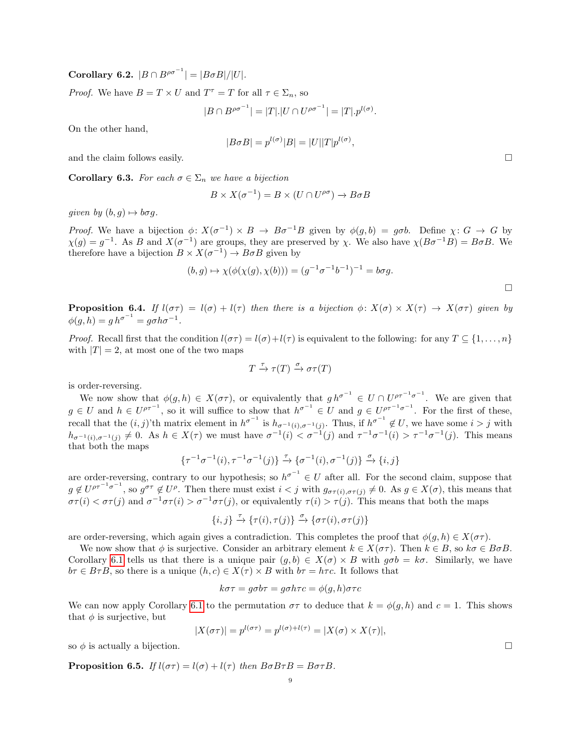**Corollary 6.2.** $|B \cap B^{\rho\sigma^{-1}}| = |B\sigma B|/|U|$.

*Proof.* We have $B = T \times U$ and $T^\tau = T$ for all $\tau \in \Sigma_n$, so

$$|B \cap B^{\rho\sigma^{-1}}| = |T|.|U \cap U^{\rho\sigma^{-1}}| = |T|.p^{l(\sigma)}.$$

On the other hand,

$$|B\sigma B| = p^{l(\sigma)}|B| = |U||T|p^{l(\sigma)},$$

and the claim follows easily. □

**Corollary 6.3.** *For each $\sigma \in \Sigma_n$ we have a bijection*

$$B \times X(\sigma^{-1}) = B \times (U \cap U^{\rho\sigma}) \to B\sigma B$$

*given by $(b, g) \mapsto b\sigma g$.*

*Proof.* We have a bijection $\phi\colon X(\sigma^{-1}) \times B \to B\sigma^{-1}B$ given by $\phi(g, b) = g\sigma b$. Define $\chi\colon G \to G$ by $\chi(g) = g^{-1}$. As $B$ and $X(\sigma^{-1})$ are groups, they are preserved by $\chi$. We also have $\chi(B\sigma^{-1}B) = B\sigma B$. We therefore have a bijection $B \times X(\sigma^{-1}) \to B\sigma B$ given by

$$(b, g) \mapsto \chi(\phi(\chi(g), \chi(b))) = (g^{-1}\sigma^{-1}b^{-1})^{-1} = b\sigma g.$$

□

**Proposition 6.4.** *If $l(\sigma\tau) = l(\sigma) + l(\tau)$ then there is a bijection $\phi\colon X(\sigma) \times X(\tau) \to X(\sigma\tau)$ given by $\phi(g, h) = g\, h^{\sigma^{-1}} = g\sigma h\sigma^{-1}$.*

*Proof.* Recall first that the condition $l(\sigma\tau) = l(\sigma)+l(\tau)$ is equivalent to the following: for any $T \subseteq \{1, \ldots, n\}$ with $|T| = 2$, at most one of the two maps

$$T \xrightarrow{\tau} \tau(T) \xrightarrow{\sigma} \sigma\tau(T)$$

is order-reversing.

We now show that $\phi(g, h) \in X(\sigma\tau)$, or equivalently that $g\, h^{\sigma^{-1}} \in U \cap U^{\rho\tau^{-1}\sigma^{-1}}$. We are given that $g \in U$ and $h \in U^{\rho\tau^{-1}}$, so it will suffice to show that $h^{\sigma^{-1}} \in U$ and $g \in U^{\rho\tau^{-1}\sigma^{-1}}$. For the first of these, recall that the $(i, j)$'th matrix element in $h^{\sigma^{-1}}$ is $h_{\sigma^{-1}(i),\sigma^{-1}(j)}$. Thus, if $h^{\sigma^{-1}} \notin U$, we have some $i > j$ with $h_{\sigma^{-1}(i),\sigma^{-1}(j)} \neq 0$. As $h \in X(\tau)$ we must have $\sigma^{-1}(i) < \sigma^{-1}(j)$ and $\tau^{-1}\sigma^{-1}(i) > \tau^{-1}\sigma^{-1}(j)$. This means that both the maps

$$\{\tau^{-1}\sigma^{-1}(i), \tau^{-1}\sigma^{-1}(j)\} \xrightarrow{\tau} \{\sigma^{-1}(i), \sigma^{-1}(j)\} \xrightarrow{\sigma} \{i, j\}$$

are order-reversing, contrary to our hypothesis; so $h^{\sigma^{-1}} \in U$ after all. For the second claim, suppose that $g \notin U^{\rho\tau^{-1}\sigma^{-1}}$, so $g^{\sigma\tau} \notin U^{\rho}$. Then there must exist $i < j$ with $g_{\sigma\tau(i),\sigma\tau(j)} \neq 0$. As $g \in X(\sigma)$, this means that $\sigma\tau(i) < \sigma\tau(j)$ and $\sigma^{-1}\sigma\tau(i) > \sigma^{-1}\sigma\tau(j)$, or equivalently $\tau(i) > \tau(j)$. This means that both the maps

$$\{i, j\} \xrightarrow{\tau} \{\tau(i), \tau(j)\} \xrightarrow{\sigma} \{\sigma\tau(i), \sigma\tau(j)\}$$

are order-reversing, which again gives a contradiction. This completes the proof that $\phi(g, h) \in X(\sigma\tau)$.

We now show that $\phi$ is surjective. Consider an arbitrary element $k \in X(\sigma\tau)$. Then $k \in B$, so $k\sigma \in B\sigma B$. Corollary 6.1 tells us that there is a unique pair $(g, b) \in X(\sigma) \times B$ with $g\sigma b = k\sigma$. Similarly, we have $b\tau \in B\tau B$, so there is a unique $(h, c) \in X(\tau) \times B$ with $b\tau = h\tau c$. It follows that

$$k\sigma\tau = g\sigma b\tau = g\sigma h\tau c = \phi(g, h)\sigma\tau c$$

We can now apply Corollary 6.1 to the permutation $\sigma\tau$ to deduce that $k = \phi(g, h)$ and $c = 1$. This shows that $\phi$ is surjective, but

$$|X(\sigma\tau)| = p^{l(\sigma\tau)} = p^{l(\sigma)+l(\tau)} = |X(\sigma) \times X(\tau)|,$$

so $\phi$ is actually a bijection. □

**Proposition 6.5.** *If $l(\sigma\tau) = l(\sigma) + l(\tau)$ then $B\sigma B\tau B = B\sigma\tau B$.*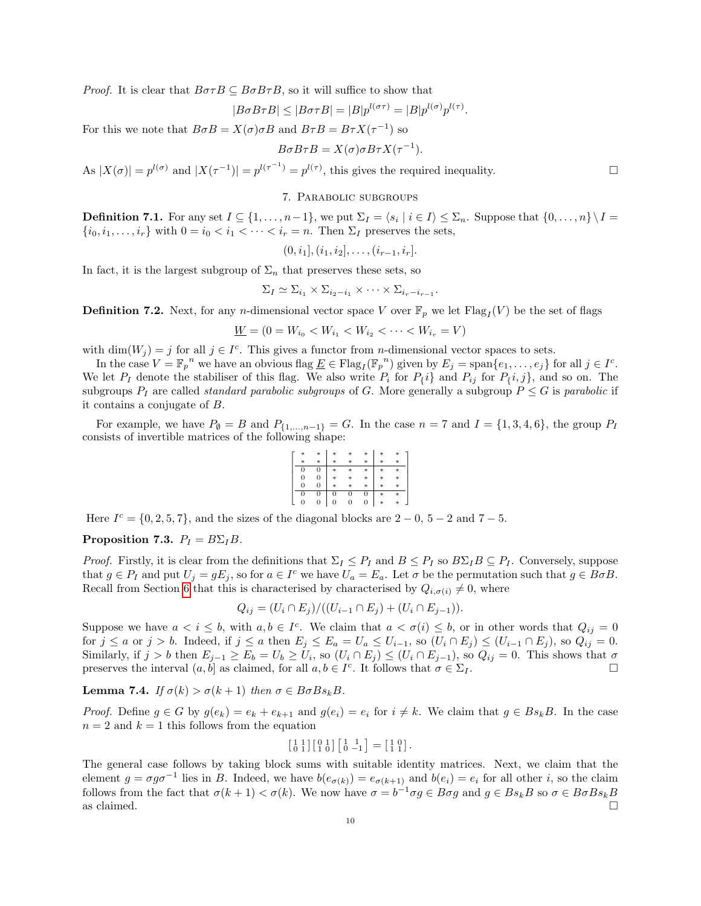*Proof.* It is clear that $B\sigma\tau B \subseteq B\sigma B\tau B$, so it will suffice to show that

$$|B\sigma B\tau B| \leq |B\sigma\tau B| = |B|p^{l(\sigma\tau)} = |B|p^{l(\sigma)}p^{l(\tau)}.$$

For this we note that $B\sigma B = X(\sigma)\sigma B$ and $B\tau B = B\tau X(\tau^{-1})$ so

$$B\sigma B\tau B = X(\sigma)\sigma B\tau X(\tau^{-1}).$$

As $|X(\sigma)| = p^{l(\sigma)}$ and $|X(\tau^{-1})| = p^{l(\tau^{-1})} = p^{l(\tau)}$, this gives the required inequality. □

## 7. Parabolic subgroups

**Definition 7.1.** For any set $I \subseteq \{1, \dots, n-1\}$, we put $\Sigma_I = \langle s_i \mid i \in I\rangle \leq \Sigma_n$. Suppose that $\{0, \dots, n\} \setminus I = \{i_0, i_1, \dots, i_r\}$ with $0 = i_0 < i_1 < \cdots < i_r = n$. Then $\Sigma_I$ preserves the sets,

$$(0, i_1], (i_1, i_2], \dots, (i_{r-1}, i_r].$$

In fact, it is the largest subgroup of $\Sigma_n$ that preserves these sets, so

$$\Sigma_I \simeq \Sigma_{i_1} \times \Sigma_{i_2 - i_1} \times \cdots \times \Sigma_{i_r - i_{r-1}}.$$

**Definition 7.2.** Next, for any $n$-dimensional vector space $V$ over $\mathbb{F}_p$ we let $\mathrm{Flag}_I(V)$ be the set of flags

$$\underline{W} = (0 = W_{i_0} < W_{i_1} < W_{i_2} < \cdots < W_{i_r} = V)$$

with $\dim(W_j) = j$ for all $j \in I^c$. This gives a functor from $n$-dimensional vector spaces to sets.

In the case $V = {\mathbb{F}_p}^n$ we have an obvious flag $\underline{E} \in \mathrm{Flag}_I({\mathbb{F}_p}^n)$ given by $E_j = \mathrm{span}\{e_1, \dots, e_j\}$ for all $j \in I^c$. We let $P_I$ denote the stabiliser of this flag. We also write $P_i$ for $P_{\{i\}}$ and $P_{ij}$ for $P_{\{i,j\}}$, and so on. The subgroups $P_I$ are called *standard parabolic subgroups* of $G$. More generally a subgroup $P \leq G$ is *parabolic* if it contains a conjugate of $B$.

For example, we have $P_\emptyset = B$ and $P_{\{1,\dots,n-1\}} = G$. In the case $n = 7$ and $I = \{1, 3, 4, 6\}$, the group $P_I$ consists of invertible matrices of the following shape:

$$\left[\begin{array}{cc|ccc|cc}
* & * & * & * & * & * & * \\
* & * & * & * & * & * & * \\
\hline
0 & 0 & * & * & * & * & * \\
0 & 0 & * & * & * & * & * \\
0 & 0 & * & * & * & * & * \\
\hline
0 & 0 & 0 & 0 & 0 & * & * \\
0 & 0 & 0 & 0 & 0 & * & *
\end{array}\right]$$

Here $I^c = \{0, 2, 5, 7\}$, and the sizes of the diagonal blocks are $2 - 0$, $5 - 2$ and $7 - 5$.

**Proposition 7.3.** $P_I = B\Sigma_I B$.

*Proof.* Firstly, it is clear from the definitions that $\Sigma_I \leq P_I$ and $B \leq P_I$ so $B\Sigma_I B \subseteq P_I$. Conversely, suppose that $g \in P_I$ and put $U_j = gE_j$, so for $a \in I^c$ we have $U_a = E_a$. Let $\sigma$ be the permutation such that $g \in B\sigma B$. Recall from Section 6 that this is characterised by characterised by $Q_{i,\sigma(i)} \neq 0$, where

$$Q_{ij} = (U_i \cap E_j)/((U_{i-1} \cap E_j) + (U_i \cap E_{j-1})).$$

Suppose we have $a < i \leq b$, with $a, b \in I^c$. We claim that $a < \sigma(i) \leq b$, or in other words that $Q_{ij} = 0$ for $j \leq a$ or $j > b$. Indeed, if $j \leq a$ then $E_j \leq E_a = U_a \leq U_{i-1}$, so $(U_i \cap E_j) \leq (U_{i-1} \cap E_j)$, so $Q_{ij} = 0$. Similarly, if $j > b$ then $E_{j-1} \geq E_b = U_b \geq U_i$, so $(U_i \cap E_j) \leq (U_i \cap E_{j-1})$, so $Q_{ij} = 0$. This shows that $\sigma$ preserves the interval $(a, b]$ as claimed, for all $a, b \in I^c$. It follows that $\sigma \in \Sigma_I$. □

**Lemma 7.4.** *If $\sigma(k) > \sigma(k+1)$ then $\sigma \in B\sigma B s_k B$.*

*Proof.* Define $g \in G$ by $g(e_k) = e_k + e_{k+1}$ and $g(e_i) = e_i$ for $i \neq k$. We claim that $g \in Bs_kB$. In the case $n = 2$ and $k = 1$ this follows from the equation

$$\left[\begin{smallmatrix} 1 & 1 \\ 0 & 1 \end{smallmatrix}\right]\left[\begin{smallmatrix} 0 & 1 \\ 1 & 0 \end{smallmatrix}\right]\left[\begin{smallmatrix} 1 & 1 \\ 0 & -1 \end{smallmatrix}\right] = \left[\begin{smallmatrix} 1 & 0 \\ 1 & 1 \end{smallmatrix}\right].$$

The general case follows by taking block sums with suitable identity matrices. Next, we claim that the element $g = \sigma g \sigma^{-1}$ lies in $B$. Indeed, we have $b(e_{\sigma(k)}) = e_{\sigma(k+1)}$ and $b(e_i) = e_i$ for all other $i$, so the claim follows from the fact that $\sigma(k+1) < \sigma(k)$. We now have $\sigma = b^{-1}\sigma g \in B\sigma g$ and $g \in Bs_kB$ so $\sigma \in B\sigma B s_k B$ as claimed. □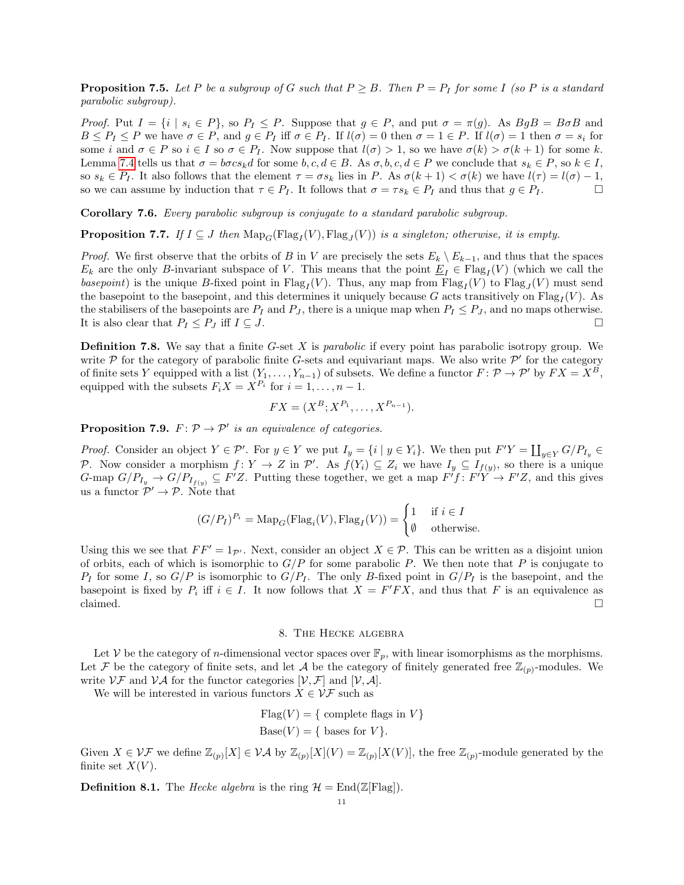**Proposition 7.5.** *Let $P$ be a subgroup of $G$ such that $P \geq B$. Then $P = P_I$ for some $I$ (so $P$ is a standard parabolic subgroup).*

*Proof.* Put $I = \{i \mid s_i \in P\}$, so $P_I \leq P$. Suppose that $g \in P$, and put $\sigma = \pi(g)$. As $BgB = B\sigma B$ and $B \leq P_I \leq P$ we have $\sigma \in P$, and $g \in P_I$ iff $\sigma \in P_I$. If $l(\sigma) = 0$ then $\sigma = 1 \in P$. If $l(\sigma) = 1$ then $\sigma = s_i$ for some $i$ and $\sigma \in P$ so $i \in I$ so $\sigma \in P_I$. Now suppose that $l(\sigma) > 1$, so we have $\sigma(k) > \sigma(k+1)$ for some $k$. Lemma 7.4 tells us that $\sigma = b\sigma c s_k d$ for some $b, c, d \in B$. As $\sigma, b, c, d \in P$ we conclude that $s_k \in P$, so $k \in I$, so $s_k \in P_I$. It also follows that the element $\tau = \sigma s_k$ lies in $P$. As $\sigma(k+1) < \sigma(k)$ we have $l(\tau) = l(\sigma) - 1$, so we can assume by induction that $\tau \in P_I$. It follows that $\sigma = \tau s_k \in P_I$ and thus that $g \in P_I$. $\square$

**Corollary 7.6.** *Every parabolic subgroup is conjugate to a standard parabolic subgroup.*

**Proposition 7.7.** *If $I \subseteq J$ then $\mathrm{Map}_G(\mathrm{Flag}_I(V), \mathrm{Flag}_J(V))$ is a singleton; otherwise, it is empty.*

*Proof.* We first observe that the orbits of $B$ in $V$ are precisely the sets $E_k \setminus E_{k-1}$, and thus that the spaces $E_k$ are the only $B$-invariant subspace of $V$. This means that the point $\underline{E}_I \in \mathrm{Flag}_I(V)$ (which we call the *basepoint*) is the unique $B$-fixed point in $\mathrm{Flag}_I(V)$. Thus, any map from $\mathrm{Flag}_I(V)$ to $\mathrm{Flag}_J(V)$ must send the basepoint to the basepoint, and this determines it uniquely because $G$ acts transitively on $\mathrm{Flag}_I(V)$. As the stabilisers of the basepoints are $P_I$ and $P_J$, there is a unique map when $P_I \leq P_J$, and no maps otherwise. It is also clear that $P_I \leq P_J$ iff $I \subseteq J$. $\square$

**Definition 7.8.** We say that a finite $G$-set $X$ is *parabolic* if every point has parabolic isotropy group. We write $\mathcal{P}$ for the category of parabolic finite $G$-sets and equivariant maps. We also write $\mathcal{P}'$ for the category of finite sets $Y$ equipped with a list $(Y_1, \dots, Y_{n-1})$ of subsets. We define a functor $F \colon \mathcal{P} \to \mathcal{P}'$ by $FX = X^B$, equipped with the subsets $F_i X = X^{P_i}$ for $i = 1, \dots, n-1$.

$$FX = (X^B; X^{P_1}, \dots, X^{P_{n-1}}).$$

**Proposition 7.9.** *$F \colon \mathcal{P} \to \mathcal{P}'$ is an equivalence of categories.*

*Proof.* Consider an object $Y \in \mathcal{P}'$. For $y \in Y$ we put $I_y = \{i \mid y \in Y_i\}$. We then put $F'Y = \coprod_{y \in Y} G/P_{I_y} \in \mathcal{P}$. Now consider a morphism $f \colon Y \to Z$ in $\mathcal{P}'$. As $f(Y_i) \subseteq Z_i$ we have $I_y \subseteq I_{f(y)}$, so there is a unique $G$-map $G/P_{I_y} \to G/P_{I_{f(y)}} \subseteq F'Z$. Putting these together, we get a map $F'f \colon F'Y \to F'Z$, and this gives us a functor $\mathcal{P}' \to \mathcal{P}$. Note that

$$(G/P_I)^{P_i} = \mathrm{Map}_G(\mathrm{Flag}_i(V), \mathrm{Flag}_I(V)) = \begin{cases} 1 & \text{if } i \in I \\ \emptyset & \text{otherwise.} \end{cases}$$

Using this we see that $FF' = 1_{\mathcal{P}'}$. Next, consider an object $X \in \mathcal{P}$. This can be written as a disjoint union of orbits, each of which is isomorphic to $G/P$ for some parabolic $P$. We then note that $P$ is conjugate to $P_I$ for some $I$, so $G/P$ is isomorphic to $G/P_I$. The only $B$-fixed point in $G/P_I$ is the basepoint, and the basepoint is fixed by $P_i$ iff $i \in I$. It now follows that $X = F'FX$, and thus that $F$ is an equivalence as claimed. $\square$

## 8. The Hecke algebra

Let $\mathcal{V}$ be the category of $n$-dimensional vector spaces over $\mathbb{F}_p$, with linear isomorphisms as the morphisms. Let $\mathcal{F}$ be the category of finite sets, and let $\mathcal{A}$ be the category of finitely generated free $\mathbb{Z}_{(p)}$-modules. We write $\mathcal{VF}$ and $\mathcal{VA}$ for the functor categories $[\mathcal{V}, \mathcal{F}]$ and $[\mathcal{V}, \mathcal{A}]$.

We will be interested in various functors $X \in \mathcal{VF}$ such as

$$\mathrm{Flag}(V) = \{\text{ complete flags in } V\}$$
$$\mathrm{Base}(V) = \{\text{ bases for } V\}.$$

Given $X \in \mathcal{VF}$ we define $\mathbb{Z}_{(p)}[X] \in \mathcal{VA}$ by $\mathbb{Z}_{(p)}[X](V) = \mathbb{Z}_{(p)}[X(V)]$, the free $\mathbb{Z}_{(p)}$-module generated by the finite set $X(V)$.

**Definition 8.1.** The *Hecke algebra* is the ring $\mathcal{H} = \mathrm{End}(\mathbb{Z}[\mathrm{Flag}])$.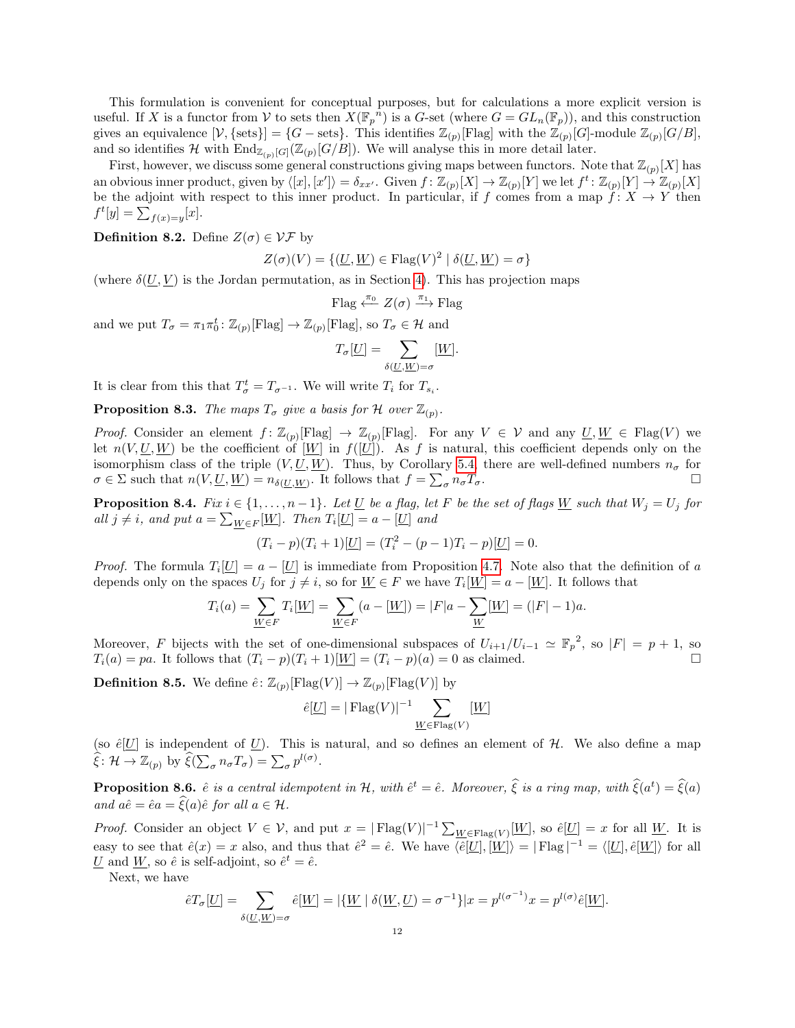This formulation is convenient for conceptual purposes, but for calculations a more explicit version is useful. If $X$ is a functor from $\mathcal{V}$ to sets then $X(\mathbb{F}_p{}^n)$ is a $G$-set (where $G = GL_n(\mathbb{F}_p)$), and this construction gives an equivalence $[\mathcal{V}, \{\text{sets}\}] = \{G-\text{sets}\}$. This identifies $\mathbb{Z}_{(p)}[\text{Flag}]$ with the $\mathbb{Z}_{(p)}[G]$-module $\mathbb{Z}_{(p)}[G/B]$, and so identifies $\mathcal{H}$ with $\text{End}_{\mathbb{Z}_{(p)}[G]}(\mathbb{Z}_{(p)}[G/B])$. We will analyse this in more detail later.

First, however, we discuss some general constructions giving maps between functors. Note that $\mathbb{Z}_{(p)}[X]$ has an obvious inner product, given by $\langle [x], [x'] \rangle = \delta_{xx'}$. Given $f \colon \mathbb{Z}_{(p)}[X] \to \mathbb{Z}_{(p)}[Y]$ we let $f^t \colon \mathbb{Z}_{(p)}[Y] \to \mathbb{Z}_{(p)}[X]$ be the adjoint with respect to this inner product. In particular, if $f$ comes from a map $f \colon X \to Y$ then $f^t[y] = \sum_{f(x)=y} [x]$.

**Definition 8.2.** Define $Z(\sigma) \in \mathcal{VF}$ by

$$Z(\sigma)(V) = \{(\underline{U}, \underline{W}) \in \text{Flag}(V)^2 \mid \delta(\underline{U}, \underline{W}) = \sigma\}$$

(where $\delta(\underline{U}, \underline{V})$ is the Jordan permutation, as in Section 4). This has projection maps

$$\text{Flag} \xleftarrow{\pi_0} Z(\sigma) \xrightarrow{\pi_1} \text{Flag}$$

and we put $T_\sigma = \pi_1 \pi_0^t \colon \mathbb{Z}_{(p)}[\text{Flag}] \to \mathbb{Z}_{(p)}[\text{Flag}]$, so $T_\sigma \in \mathcal{H}$ and

$$T_\sigma[\underline{U}] = \sum_{\delta(\underline{U}, \underline{W}) = \sigma} [\underline{W}].$$

It is clear from this that $T_\sigma^t = T_{\sigma^{-1}}$. We will write $T_i$ for $T_{s_i}$.

**Proposition 8.3.** *The maps $T_\sigma$ give a basis for $\mathcal{H}$ over $\mathbb{Z}_{(p)}$.*

*Proof.* Consider an element $f \colon \mathbb{Z}_{(p)}[\text{Flag}] \to \mathbb{Z}_{(p)}[\text{Flag}]$. For any $V \in \mathcal{V}$ and any $\underline{U}, \underline{W} \in \text{Flag}(V)$ we let $n(V, \underline{U}, \underline{W})$ be the coefficient of $[\underline{W}]$ in $f([\underline{U}])$. As $f$ is natural, this coefficient depends only on the isomorphism class of the triple $(V, \underline{U}, \underline{W})$. Thus, by Corollary 5.4 there are well-defined numbers $n_\sigma$ for $\sigma \in \Sigma$ such that $n(V, \underline{U}, \underline{W}) = n_{\delta(\underline{U}, \underline{W})}$. It follows that $f = \sum_\sigma n_\sigma T_\sigma$. $\square$

**Proposition 8.4.** *Fix $i \in \{1, \dots, n-1\}$. Let $\underline{U}$ be a flag, let $F$ be the set of flags $\underline{W}$ such that $W_j = U_j$ for all $j \neq i$, and put $a = \sum_{\underline{W} \in F} [\underline{W}]$. Then $T_i[\underline{U}] = a - [\underline{U}]$ and*

$$(T_i - p)(T_i + 1)[\underline{U}] = (T_i^2 - (p-1)T_i - p)[\underline{U}] = 0.$$

*Proof.* The formula $T_i[\underline{U}] = a - [\underline{U}]$ is immediate from Proposition 4.7. Note also that the definition of $a$ depends only on the spaces $U_j$ for $j \neq i$, so for $\underline{W} \in F$ we have $T_i[\underline{W}] = a - [\underline{W}]$. It follows that

$$T_i(a) = \sum_{\underline{W} \in F} T_i[\underline{W}] = \sum_{\underline{W} \in F} (a - [\underline{W}]) = |F|a - \sum_{\underline{W}} [\underline{W}] = (|F| - 1)a.$$

Moreover, $F$ bijects with the set of one-dimensional subspaces of $U_{i+1}/U_{i-1} \simeq \mathbb{F}_p{}^2$, so $|F| = p + 1$, so $T_i(a) = pa$. It follows that $(T_i - p)(T_i + 1)[\underline{W}] = (T_i - p)(a) = 0$ as claimed. $\square$

**Definition 8.5.** We define $\hat{e} \colon \mathbb{Z}_{(p)}[\text{Flag}(V)] \to \mathbb{Z}_{(p)}[\text{Flag}(V)]$ by

$$\hat{e}[\underline{U}] = |\,\text{Flag}(V)|^{-1} \sum_{\underline{W} \in \text{Flag}(V)} [\underline{W}]$$

(so $\hat{e}[\underline{U}]$ is independent of $\underline{U}$). This is natural, and so defines an element of $\mathcal{H}$. We also define a map $\widehat{\xi} \colon \mathcal{H} \to \mathbb{Z}_{(p)}$ by $\widehat{\xi}(\sum_\sigma n_\sigma T_\sigma) = \sum_\sigma p^{l(\sigma)}$.

**Proposition 8.6.** *$\hat{e}$ is a central idempotent in $\mathcal{H}$, with $\hat{e}^t = \hat{e}$. Moreover, $\widehat{\xi}$ is a ring map, with $\widehat{\xi}(a^t) = \widehat{\xi}(a)$ and $a\hat{e} = \hat{e}a = \widehat{\xi}(a)\hat{e}$ for all $a \in \mathcal{H}$.*

*Proof.* Consider an object $V \in \mathcal{V}$, and put $x = |\,\text{Flag}(V)|^{-1} \sum_{\underline{W} \in \text{Flag}(V)} [\underline{W}]$, so $\hat{e}[\underline{U}] = x$ for all $\underline{W}$. It is easy to see that $\hat{e}(x) = x$ also, and thus that $\hat{e}^2 = \hat{e}$. We have $\langle \hat{e}[\underline{U}], [\underline{W}] \rangle = |\,\text{Flag}\,|^{-1} = \langle [\underline{U}], \hat{e}[\underline{W}] \rangle$ for all $\underline{U}$ and $\underline{W}$, so $\hat{e}$ is self-adjoint, so $\hat{e}^t = \hat{e}$.

Next, we have

$$\hat{e}T_\sigma[\underline{U}] = \sum_{\delta(\underline{U}, \underline{W}) = \sigma} \hat{e}[\underline{W}] = |\{\underline{W} \mid \delta(\underline{W}, \underline{U}) = \sigma^{-1}\}| x = p^{l(\sigma^{-1})} x = p^{l(\sigma)} \hat{e}[\underline{W}].$$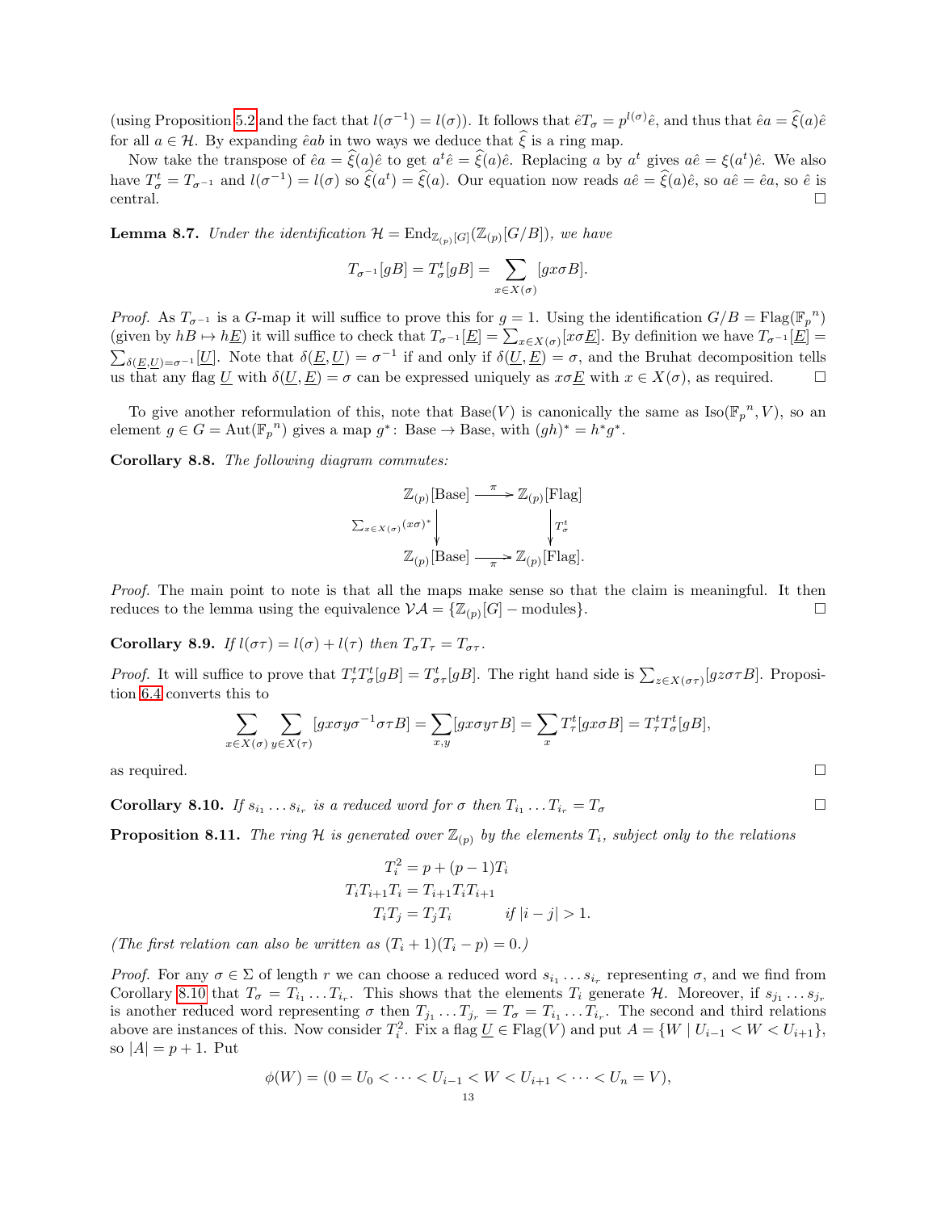(using Proposition 5.2 and the fact that $l(\sigma^{-1}) = l(\sigma)$). It follows that $\hat{e}T_\sigma = p^{l(\sigma)}\hat{e}$, and thus that $\hat{e}a = \widehat{\xi}(a)\hat{e}$ for all $a \in \mathcal{H}$. By expanding $\hat{e}ab$ in two ways we deduce that $\widehat{\xi}$ is a ring map.

Now take the transpose of $\hat{e}a = \widehat{\xi}(a)\hat{e}$ to get $a^t\hat{e} = \widehat{\xi}(a)\hat{e}$. Replacing $a$ by $a^t$ gives $a\hat{e} = \xi(a^t)\hat{e}$. We also have $T_\sigma^t = T_{\sigma^{-1}}$ and $l(\sigma^{-1}) = l(\sigma)$ so $\widehat{\xi}(a^t) = \widehat{\xi}(a)$. Our equation now reads $a\hat{e} = \widehat{\xi}(a)\hat{e}$, so $a\hat{e} = \hat{e}a$, so $\hat{e}$ is central. □

**Lemma 8.7.** *Under the identification $\mathcal{H} = \mathrm{End}_{\mathbb{Z}_{(p)}[G]}(\mathbb{Z}_{(p)}[G/B])$, we have*

$$T_{\sigma^{-1}}[gB] = T_\sigma^t[gB] = \sum_{x \in X(\sigma)} [gx\sigma B].$$

*Proof.* As $T_{\sigma^{-1}}$ is a $G$-map it will suffice to prove this for $g = 1$. Using the identification $G/B = \mathrm{Flag}(\mathbb{F}_p{}^n)$ (given by $hB \mapsto h\underline{E}$) it will suffice to check that $T_{\sigma^{-1}}[\underline{E}] = \sum_{x \in X(\sigma)}[x\sigma\underline{E}]$. By definition we have $T_{\sigma^{-1}}[\underline{E}] = \sum_{\delta(\underline{E},\underline{U})=\sigma^{-1}}[\underline{U}]$. Note that $\delta(\underline{E},\underline{U}) = \sigma^{-1}$ if and only if $\delta(\underline{U},\underline{E}) = \sigma$, and the Bruhat decomposition tells us that any flag $\underline{U}$ with $\delta(\underline{U},\underline{E}) = \sigma$ can be expressed uniquely as $x\sigma\underline{E}$ with $x \in X(\sigma)$, as required. □

To give another reformulation of this, note that $\mathrm{Base}(V)$ is canonically the same as $\mathrm{Iso}(\mathbb{F}_p{}^n, V)$, so an element $g \in G = \mathrm{Aut}(\mathbb{F}_p{}^n)$ gives a map $g^*\colon \mathrm{Base} \to \mathrm{Base}$, with $(gh)^* = h^*g^*$.

**Corollary 8.8.** *The following diagram commutes:*

$$\begin{array}{ccc}
\mathbb{Z}_{(p)}[\mathrm{Base}] & \xrightarrow{\pi} & \mathbb{Z}_{(p)}[\mathrm{Flag}] \\
{\scriptstyle \sum_{x \in X(\sigma)}(x\sigma)^*}\big\downarrow & & \big\downarrow{\scriptstyle T_\sigma^t} \\
\mathbb{Z}_{(p)}[\mathrm{Base}] & \xrightarrow[\pi]{} & \mathbb{Z}_{(p)}[\mathrm{Flag}].
\end{array}$$

*Proof.* The main point to note is that all the maps make sense so that the claim is meaningful. It then reduces to the lemma using the equivalence $\mathcal{VA} = \{\mathbb{Z}_{(p)}[G]-\text{modules}\}$. □

**Corollary 8.9.** *If $l(\sigma\tau) = l(\sigma) + l(\tau)$ then $T_\sigma T_\tau = T_{\sigma\tau}$.*

*Proof.* It will suffice to prove that $T_\tau^t T_\sigma^t[gB] = T_{\sigma\tau}^t[gB]$. The right hand side is $\sum_{z \in X(\sigma\tau)}[gz\sigma\tau B]$. Proposition 6.4 converts this to

$$\sum_{x \in X(\sigma)} \sum_{y \in X(\tau)} [gx\sigma y\sigma^{-1}\sigma\tau B] = \sum_{x,y}[gx\sigma y\tau B] = \sum_x T_\tau^t[gx\sigma B] = T_\tau^t T_\sigma^t[gB],$$

as required. □

**Corollary 8.10.** *If $s_{i_1} \dots s_{i_r}$ is a reduced word for $\sigma$ then $T_{i_1} \dots T_{i_r} = T_\sigma$* □

**Proposition 8.11.** *The ring $\mathcal{H}$ is generated over $\mathbb{Z}_{(p)}$ by the elements $T_i$, subject only to the relations*

$$\begin{aligned}
T_i^2 &= p + (p-1)T_i \\
T_iT_{i+1}T_i &= T_{i+1}T_iT_{i+1} \\
T_iT_j &= T_jT_i \qquad \text{if } |i-j| > 1.
\end{aligned}$$

*(The first relation can also be written as $(T_i + 1)(T_i - p) = 0$.)*

*Proof.* For any $\sigma \in \Sigma$ of length $r$ we can choose a reduced word $s_{i_1} \dots s_{i_r}$ representing $\sigma$, and we find from Corollary 8.10 that $T_\sigma = T_{i_1} \dots T_{i_r}$. This shows that the elements $T_i$ generate $\mathcal{H}$. Moreover, if $s_{j_1} \dots s_{j_r}$ is another reduced word representing $\sigma$ then $T_{j_1} \dots T_{j_r} = T_\sigma = T_{i_1} \dots T_{i_r}$. The second and third relations above are instances of this. Now consider $T_i^2$. Fix a flag $\underline{U} \in \mathrm{Flag}(V)$ and put $A = \{W \mid U_{i-1} < W < U_{i+1}\}$, so $|A| = p + 1$. Put

$$\phi(W) = (0 = U_0 < \dots < U_{i-1} < W < U_{i+1} < \dots < U_n = V),$$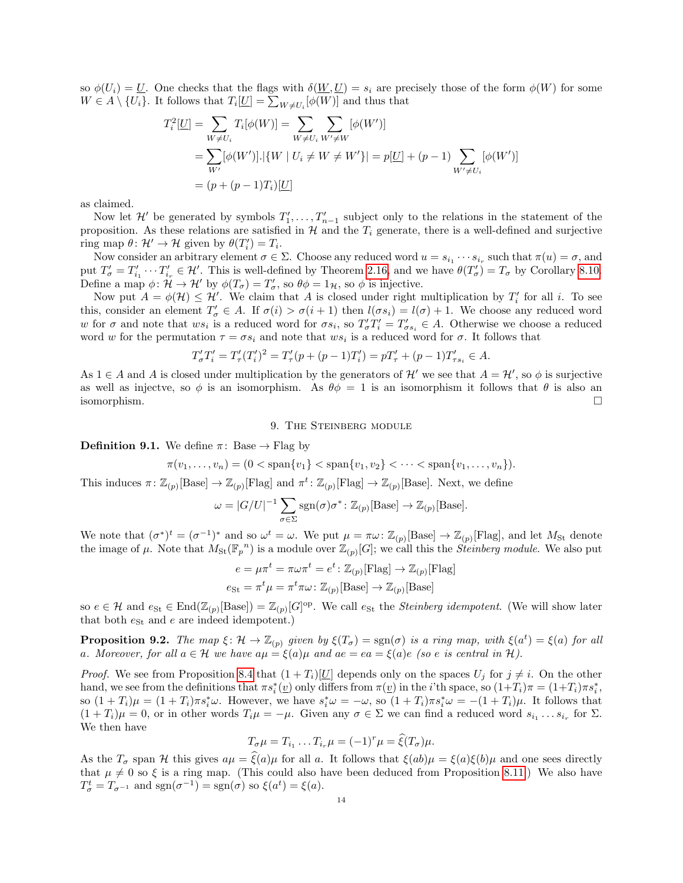so $\phi(U_i) = \underline{U}$. One checks that the flags with $\delta(\underline{W}, \underline{U}) = s_i$ are precisely those of the form $\phi(W)$ for some $W \in A \setminus \{U_i\}$. It follows that $T_i[\underline{U}] = \sum_{W \neq U_i} [\phi(W)]$ and thus that

$$
\begin{aligned}
T_i^2[\underline{U}] &= \sum_{W \neq U_i} T_i[\phi(W)] = \sum_{W \neq U_i} \sum_{W' \neq W} [\phi(W')] \\
&= \sum_{W'} [\phi(W')].|\{W \mid U_i \neq W \neq W'\}| = p[\underline{U}] + (p-1) \sum_{W' \neq U_i} [\phi(W')] \\
&= (p + (p-1)T_i)[\underline{U}]
\end{aligned}
$$

as claimed.

Now let $\mathcal{H}'$ be generated by symbols $T'_1, \dots, T'_{n-1}$ subject only to the relations in the statement of the proposition. As these relations are satisfied in $\mathcal{H}$ and the $T_i$ generate, there is a well-defined and surjective ring map $\theta \colon \mathcal{H}' \to \mathcal{H}$ given by $\theta(T'_i) = T_i$.

Now consider an arbitrary element $\sigma \in \Sigma$. Choose any reduced word $u = s_{i_1} \cdots s_{i_r}$ such that $\pi(u) = \sigma$, and put $T'_\sigma = T'_{i_1} \cdots T'_{i_r} \in \mathcal{H}'$. This is well-defined by Theorem 2.16, and we have $\theta(T'_\sigma) = T_\sigma$ by Corollary 8.10. Define a map $\phi \colon \mathcal{H} \to \mathcal{H}'$ by $\phi(T_\sigma) = T'_\sigma$, so $\theta\phi = 1_{\mathcal{H}}$, so $\phi$ is injective.

Now put $A = \phi(\mathcal{H}) \leq \mathcal{H}'$. We claim that $A$ is closed under right multiplication by $T'_i$ for all $i$. To see this, consider an element $T'_\sigma \in A$. If $\sigma(i) > \sigma(i+1)$ then $l(\sigma s_i) = l(\sigma) + 1$. We choose any reduced word $w$ for $\sigma$ and note that $ws_i$ is a reduced word for $\sigma s_i$, so $T'_\sigma T'_i = T'_{\sigma s_i} \in A$. Otherwise we choose a reduced word $w$ for the permutation $\tau = \sigma s_i$ and note that $ws_i$ is a reduced word for $\sigma$. It follows that

$$T'_\sigma T'_i = T'_\tau (T'_i)^2 = T'_\tau (p + (p-1)T'_i) = pT'_\tau + (p-1)T'_{\tau s_i} \in A.$$

As $1 \in A$ and $A$ is closed under multiplication by the generators of $\mathcal{H}'$ we see that $A = \mathcal{H}'$, so $\phi$ is surjective as well as injectve, so $\phi$ is an isomorphism. As $\theta\phi = 1$ is an isomorphism it follows that $\theta$ is also an isomorphism. $\square$

## 9. The Steinberg module

**Definition 9.1.** We define $\pi \colon \text{Base} \to \text{Flag}$ by

$$\pi(v_1, \dots, v_n) = (0 < \text{span}\{v_1\} < \text{span}\{v_1, v_2\} < \cdots < \text{span}\{v_1, \dots, v_n\}).$$

This induces $\pi \colon \mathbb{Z}_{(p)}[\text{Base}] \to \mathbb{Z}_{(p)}[\text{Flag}]$ and $\pi^t \colon \mathbb{Z}_{(p)}[\text{Flag}] \to \mathbb{Z}_{(p)}[\text{Base}]$. Next, we define

$$\omega = |G/U|^{-1} \sum_{\sigma \in \Sigma} \text{sgn}(\sigma)\sigma^* \colon \mathbb{Z}_{(p)}[\text{Base}] \to \mathbb{Z}_{(p)}[\text{Base}].$$

We note that $(\sigma^*)^t = (\sigma^{-1})^*$ and so $\omega^t = \omega$. We put $\mu = \pi\omega \colon \mathbb{Z}_{(p)}[\text{Base}] \to \mathbb{Z}_{(p)}[\text{Flag}]$, and let $M_{\text{St}}$ denote the image of $\mu$. Note that $M_{\text{St}}(\mathbb{F}_p{}^n)$ is a module over $\mathbb{Z}_{(p)}[G]$; we call this the *Steinberg module*. We also put

$$
\begin{aligned}
e &= \mu\pi^t = \pi\omega\pi^t = e^t \colon \mathbb{Z}_{(p)}[\text{Flag}] \to \mathbb{Z}_{(p)}[\text{Flag}] \\
e_{\text{St}} &= \pi^t\mu = \pi^t\pi\omega \colon \mathbb{Z}_{(p)}[\text{Base}] \to \mathbb{Z}_{(p)}[\text{Base}]
\end{aligned}
$$

so $e \in \mathcal{H}$ and $e_{\text{St}} \in \text{End}(\mathbb{Z}_{(p)}[\text{Base}]) = \mathbb{Z}_{(p)}[G]^{\text{op}}$. We call $e_{\text{St}}$ the *Steinberg idempotent*. (We will show later that both $e_{\text{St}}$ and $e$ are indeed idempotent.)

**Proposition 9.2.** *The map $\xi \colon \mathcal{H} \to \mathbb{Z}_{(p)}$ given by $\xi(T_\sigma) = \text{sgn}(\sigma)$ is a ring map, with $\xi(a^t) = \xi(a)$ for all $a$. Moreover, for all $a \in \mathcal{H}$ we have $a\mu = \xi(a)\mu$ and $ae = ea = \xi(a)e$ (so $e$ is central in $\mathcal{H}$).*

*Proof.* We see from Proposition 8.4 that $(1 + T_i)[\underline{U}]$ depends only on the spaces $U_j$ for $j \neq i$. On the other hand, we see from the definitions that $\pi s_i^*(\underline{v})$ only differs from $\pi(\underline{v})$ in the $i$'th space, so $(1+T_i)\pi = (1+T_i)\pi s_i^*$, so $(1 + T_i)\mu = (1 + T_i)\pi s_i^*\omega$. However, we have $s_i^*\omega = -\omega$, so $(1 + T_i)\pi s_i^*\omega = -(1 + T_i)\mu$. It follows that $(1 + T_i)\mu = 0$, or in other words $T_i\mu = -\mu$. Given any $\sigma \in \Sigma$ we can find a reduced word $s_{i_1} \dots s_{i_r}$ for $\Sigma$. We then have

$$T_\sigma\mu = T_{i_1} \dots T_{i_r}\mu = (-1)^r\mu = \widehat{\xi}(T_\sigma)\mu.$$

As the $T_\sigma$ span $\mathcal{H}$ this gives $a\mu = \widehat{\xi}(a)\mu$ for all $a$. It follows that $\xi(ab)\mu = \xi(a)\xi(b)\mu$ and one sees directly that $\mu \neq 0$ so $\xi$ is a ring map. (This could also have been deduced from Proposition 8.11.) We also have $T_\sigma^t = T_{\sigma^{-1}}$ and $\text{sgn}(\sigma^{-1}) = \text{sgn}(\sigma)$ so $\xi(a^t) = \xi(a)$.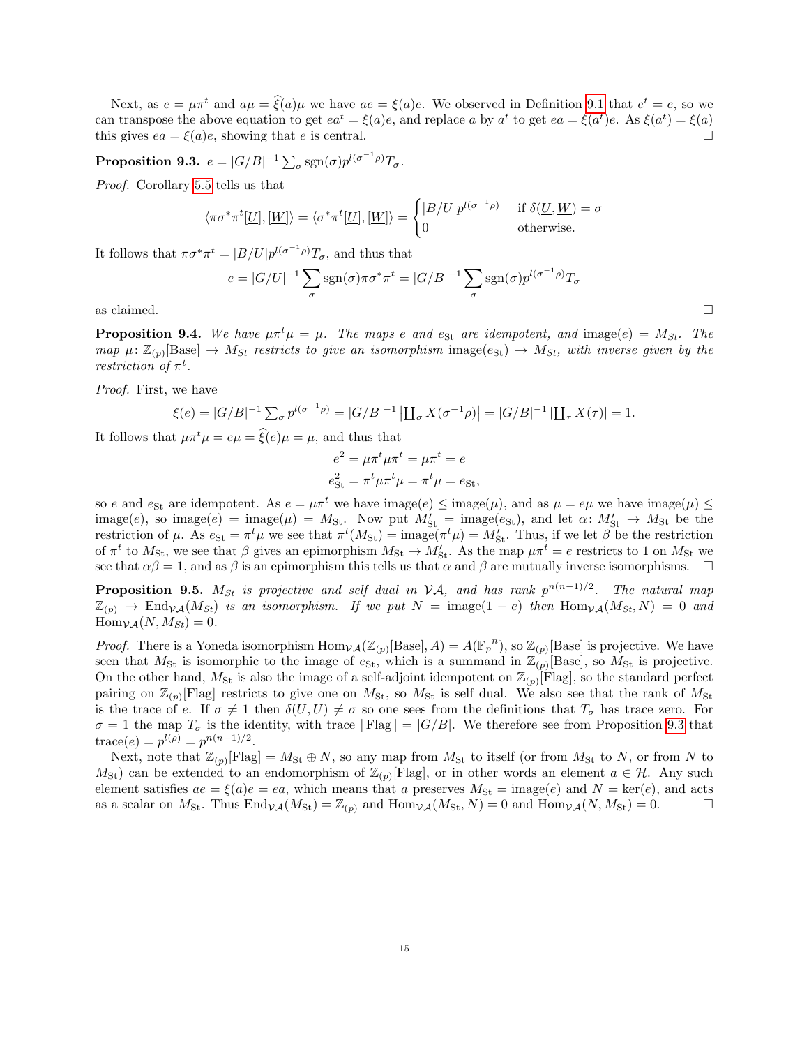Next, as $e = \mu\pi^t$ and $a\mu = \widehat{\xi}(a)\mu$ we have $ae = \xi(a)e$. We observed in Definition 9.1 that $e^t = e$, so we can transpose the above equation to get $ea^t = \xi(a)e$, and replace $a$ by $a^t$ to get $ea = \xi(a^t)e$. As $\xi(a^t) = \xi(a)$ this gives $ea = \xi(a)e$, showing that $e$ is central. □

**Proposition 9.3.** $e = |G/B|^{-1} \sum_\sigma \operatorname{sgn}(\sigma) p^{l(\sigma^{-1}\rho)} T_\sigma$.

*Proof.* Corollary 5.5 tells us that

$$\langle \pi\sigma^*\pi^t[\underline{U}], [\underline{W}]\rangle = \langle \sigma^*\pi^t[\underline{U}], [\underline{W}]\rangle = \begin{cases} |B/U|p^{l(\sigma^{-1}\rho)} & \text{if } \delta(\underline{U}, \underline{W}) = \sigma \\ 0 & \text{otherwise.} \end{cases}$$

It follows that $\pi\sigma^*\pi^t = |B/U|p^{l(\sigma^{-1}\rho)}T_\sigma$, and thus that

$$e = |G/U|^{-1} \sum_\sigma \operatorname{sgn}(\sigma)\pi\sigma^*\pi^t = |G/B|^{-1} \sum_\sigma \operatorname{sgn}(\sigma) p^{l(\sigma^{-1}\rho)} T_\sigma$$

as claimed. □

**Proposition 9.4.** *We have $\mu\pi^t\mu = \mu$. The maps $e$ and $e_{\mathrm{St}}$ are idempotent, and $\operatorname{image}(e) = M_{St}$. The map $\mu\colon \mathbb{Z}_{(p)}[\mathrm{Base}] \to M_{St}$ restricts to give an isomorphism $\operatorname{image}(e_{\mathrm{St}}) \to M_{St}$, with inverse given by the restriction of $\pi^t$.*

*Proof.* First, we have

$$\xi(e) = |G/B|^{-1} \textstyle\sum_\sigma p^{l(\sigma^{-1}\rho)} = |G/B|^{-1} \left|\coprod_\sigma X(\sigma^{-1}\rho)\right| = |G/B|^{-1} \left|\coprod_\tau X(\tau)\right| = 1.$$

It follows that $\mu\pi^t\mu = e\mu = \widehat{\xi}(e)\mu = \mu$, and thus that

$$e^2 = \mu\pi^t\mu\pi^t = \mu\pi^t = e$$
$$e_{\mathrm{St}}^2 = \pi^t\mu\pi^t\mu = \pi^t\mu = e_{\mathrm{St}},$$

so $e$ and $e_{\mathrm{St}}$ are idempotent. As $e = \mu\pi^t$ we have $\operatorname{image}(e) \leq \operatorname{image}(\mu)$, and as $\mu = e\mu$ we have $\operatorname{image}(\mu) \leq \operatorname{image}(e)$, so $\operatorname{image}(e) = \operatorname{image}(\mu) = M_{\mathrm{St}}$. Now put $M'_{\mathrm{St}} = \operatorname{image}(e_{\mathrm{St}})$, and let $\alpha\colon M'_{\mathrm{St}} \to M_{\mathrm{St}}$ be the restriction of $\mu$. As $e_{\mathrm{St}} = \pi^t\mu$ we see that $\pi^t(M_{\mathrm{St}}) = \operatorname{image}(\pi^t\mu) = M'_{\mathrm{St}}$. Thus, if we let $\beta$ be the restriction of $\pi^t$ to $M_{\mathrm{St}}$, we see that $\beta$ gives an epimorphism $M_{\mathrm{St}} \to M'_{\mathrm{St}}$. As the map $\mu\pi^t = e$ restricts to 1 on $M_{\mathrm{St}}$ we see that $\alpha\beta = 1$, and as $\beta$ is an epimorphism this tells us that $\alpha$ and $\beta$ are mutually inverse isomorphisms. □

**Proposition 9.5.** *$M_{St}$ is projective and self dual in $\mathcal{VA}$, and has rank $p^{n(n-1)/2}$. The natural map $\mathbb{Z}_{(p)} \to \operatorname{End}_{\mathcal{VA}}(M_{St})$ is an isomorphism. If we put $N = \operatorname{image}(1-e)$ then $\operatorname{Hom}_{\mathcal{VA}}(M_{St}, N) = 0$ and $\operatorname{Hom}_{\mathcal{VA}}(N, M_{St}) = 0$.*

*Proof.* There is a Yoneda isomorphism $\operatorname{Hom}_{\mathcal{VA}}(\mathbb{Z}_{(p)}[\mathrm{Base}], A) = A(\mathbb{F}_p{}^n)$, so $\mathbb{Z}_{(p)}[\mathrm{Base}]$ is projective. We have seen that $M_{\mathrm{St}}$ is isomorphic to the image of $e_{\mathrm{St}}$, which is a summand in $\mathbb{Z}_{(p)}[\mathrm{Base}]$, so $M_{\mathrm{St}}$ is projective. On the other hand, $M_{\mathrm{St}}$ is also the image of a self-adjoint idempotent on $\mathbb{Z}_{(p)}[\mathrm{Flag}]$, so the standard perfect pairing on $\mathbb{Z}_{(p)}[\mathrm{Flag}]$ restricts to give one on $M_{\mathrm{St}}$, so $M_{\mathrm{St}}$ is self dual. We also see that the rank of $M_{\mathrm{St}}$ is the trace of $e$. If $\sigma \neq 1$ then $\delta(\underline{U}, \underline{U}) \neq \sigma$ so one sees from the definitions that $T_\sigma$ has trace zero. For $\sigma = 1$ the map $T_\sigma$ is the identity, with trace $|\mathrm{Flag}| = |G/B|$. We therefore see from Proposition 9.3 that $\operatorname{trace}(e) = p^{l(\rho)} = p^{n(n-1)/2}$.

Next, note that $\mathbb{Z}_{(p)}[\mathrm{Flag}] = M_{\mathrm{St}} \oplus N$, so any map from $M_{\mathrm{St}}$ to itself (or from $M_{\mathrm{St}}$ to $N$, or from $N$ to $M_{\mathrm{St}}$) can be extended to an endomorphism of $\mathbb{Z}_{(p)}[\mathrm{Flag}]$, or in other words an element $a \in \mathcal{H}$. Any such element satisfies $ae = \xi(a)e = ea$, which means that $a$ preserves $M_{\mathrm{St}} = \operatorname{image}(e)$ and $N = \ker(e)$, and acts as a scalar on $M_{\mathrm{St}}$. Thus $\operatorname{End}_{\mathcal{VA}}(M_{\mathrm{St}}) = \mathbb{Z}_{(p)}$ and $\operatorname{Hom}_{\mathcal{VA}}(M_{\mathrm{St}}, N) = 0$ and $\operatorname{Hom}_{\mathcal{VA}}(N, M_{\mathrm{St}}) = 0$. □